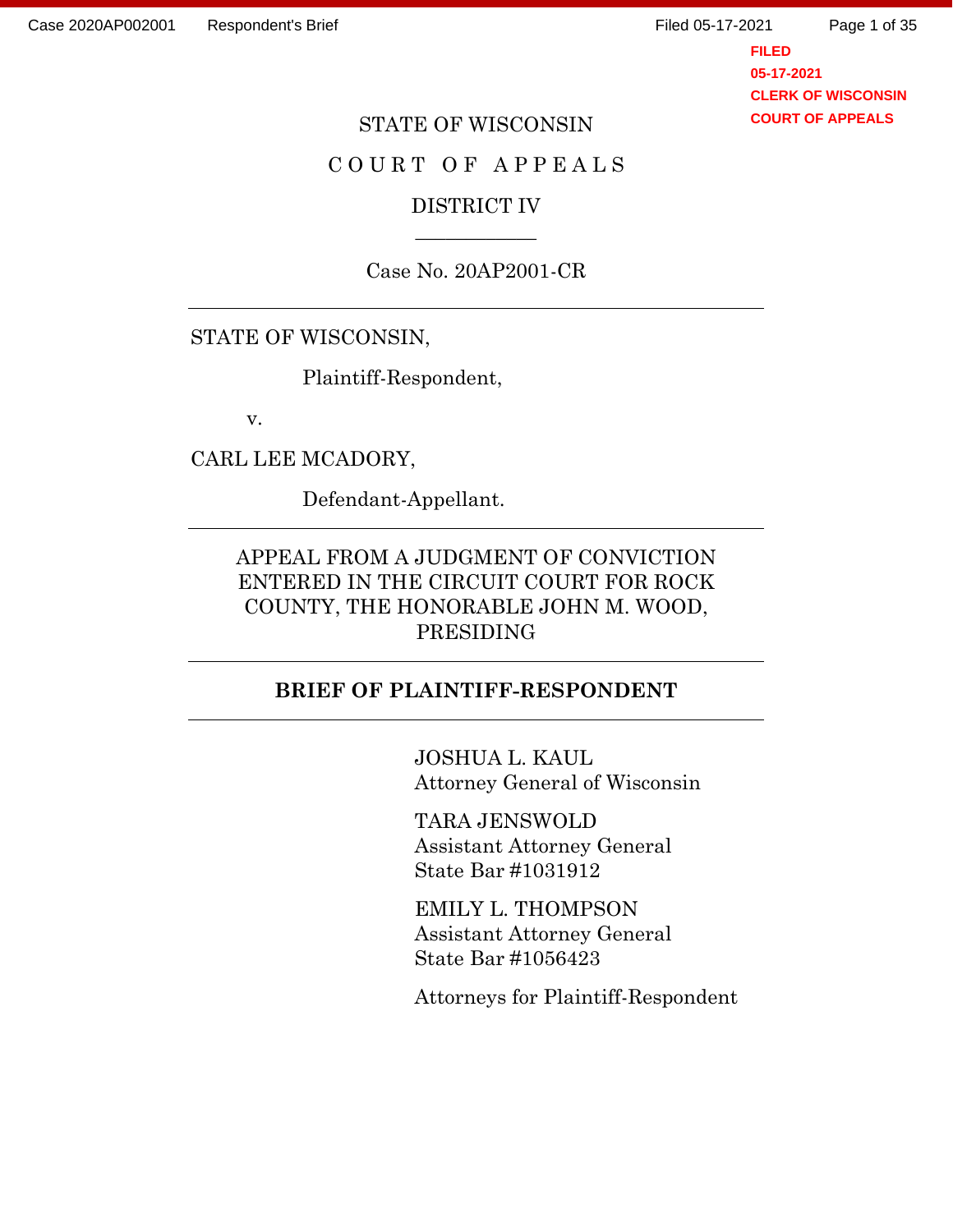STATE OF WISCONSIN

COURT OF APPEALS

DISTRICT IV

Case No. 20AP2001-CR

---

STATE OF WISCONSIN,

Plaintiff-Respondent,

v.

CARL LEE MCADORY,

Defendant-Appellant.

---

APPEAL FROM A JUDGMENT OF CONVICTION ENTERED IN THE CIRCUIT COURT FOR ROCK COUNTY, THE HONORABLE JOHN M. WOOD, PRESIDING

---

**BRIEF OF PLAINTIFF-RESPONDENT**

---

JOSHUA L. KAUL
Attorney General of Wisconsin

TARA JENSWOLD
Assistant Attorney General
State Bar #1031912

EMILY L. THOMPSON
Assistant Attorney General
State Bar #1056423

Attorneys for Plaintiff-Respondent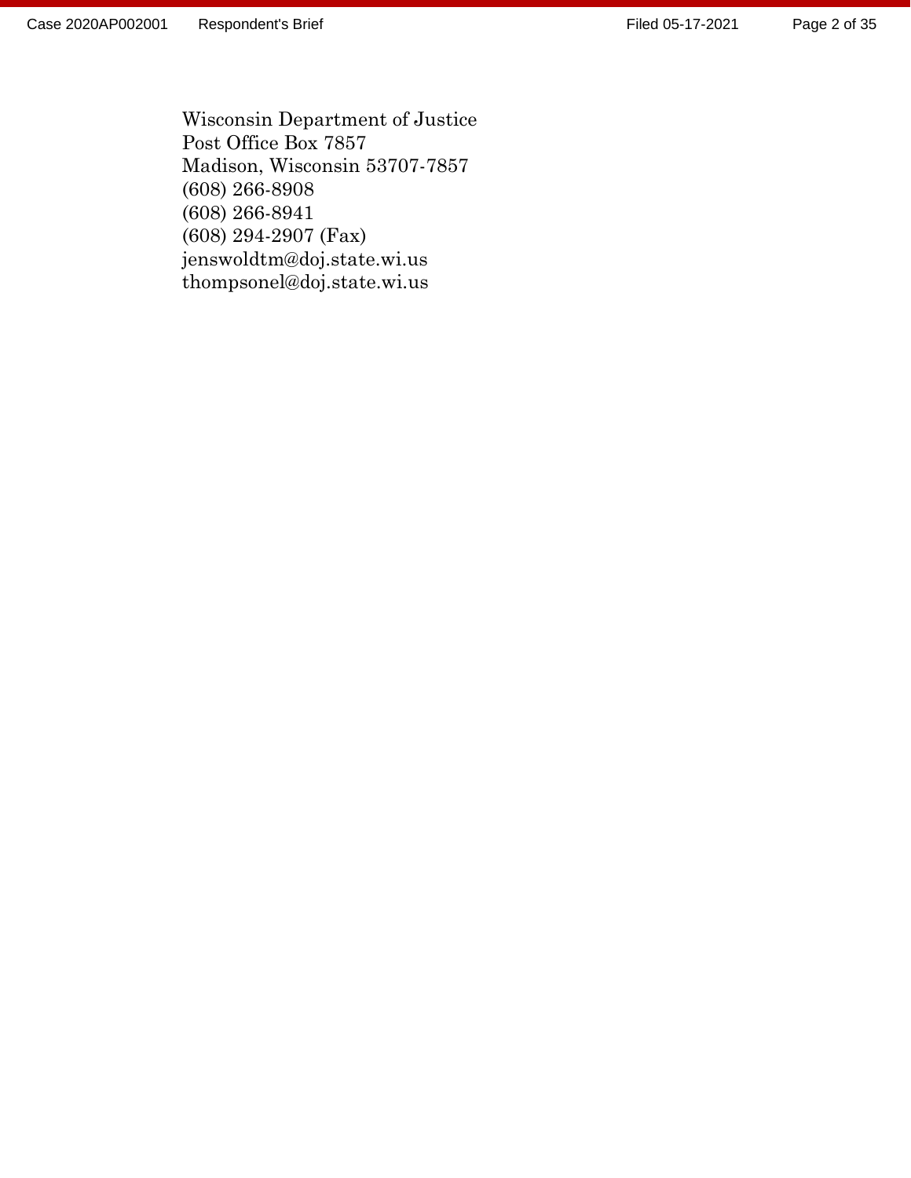Wisconsin Department of Justice
Post Office Box 7857
Madison, Wisconsin 53707-7857
(608) 266-8908
(608) 266-8941
(608) 294-2907 (Fax)
jenswoldtm@doj.state.wi.us
thompsonel@doj.state.wi.us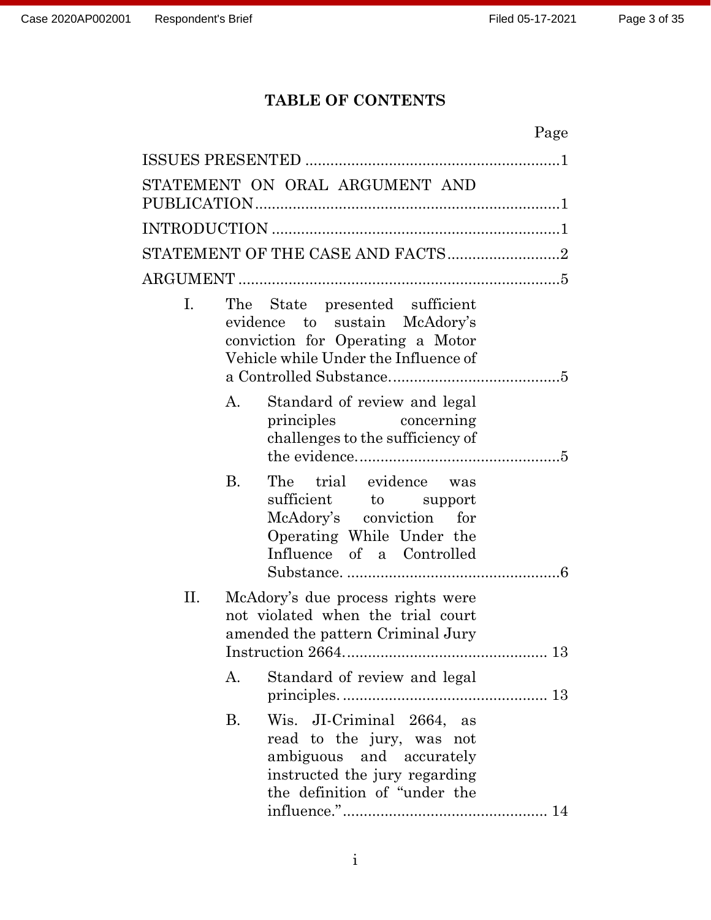# TABLE OF CONTENTS

Page

ISSUES PRESENTED ..........................................................1

STATEMENT ON ORAL ARGUMENT AND PUBLICATION..........................................................1

INTRODUCTION ..........................................................1

STATEMENT OF THE CASE AND FACTS..........................2

ARGUMENT ..........................................................5

- I. The State presented sufficient evidence to sustain McAdory's conviction for Operating a Motor Vehicle while Under the Influence of a Controlled Substance..........................................5
  - A. Standard of review and legal principles concerning challenges to the sufficiency of the evidence..........................................5
  - B. The trial evidence was sufficient to support McAdory's conviction for Operating While Under the Influence of a Controlled Substance. ..........................................6
- II. McAdory's due process rights were not violated when the trial court amended the pattern Criminal Jury Instruction 2664. .......................................... 13
  - A. Standard of review and legal principles. .......................................... 13
  - B. Wis. JI-Criminal 2664, as read to the jury, was not ambiguous and accurately instructed the jury regarding the definition of "under the influence." .......................................... 14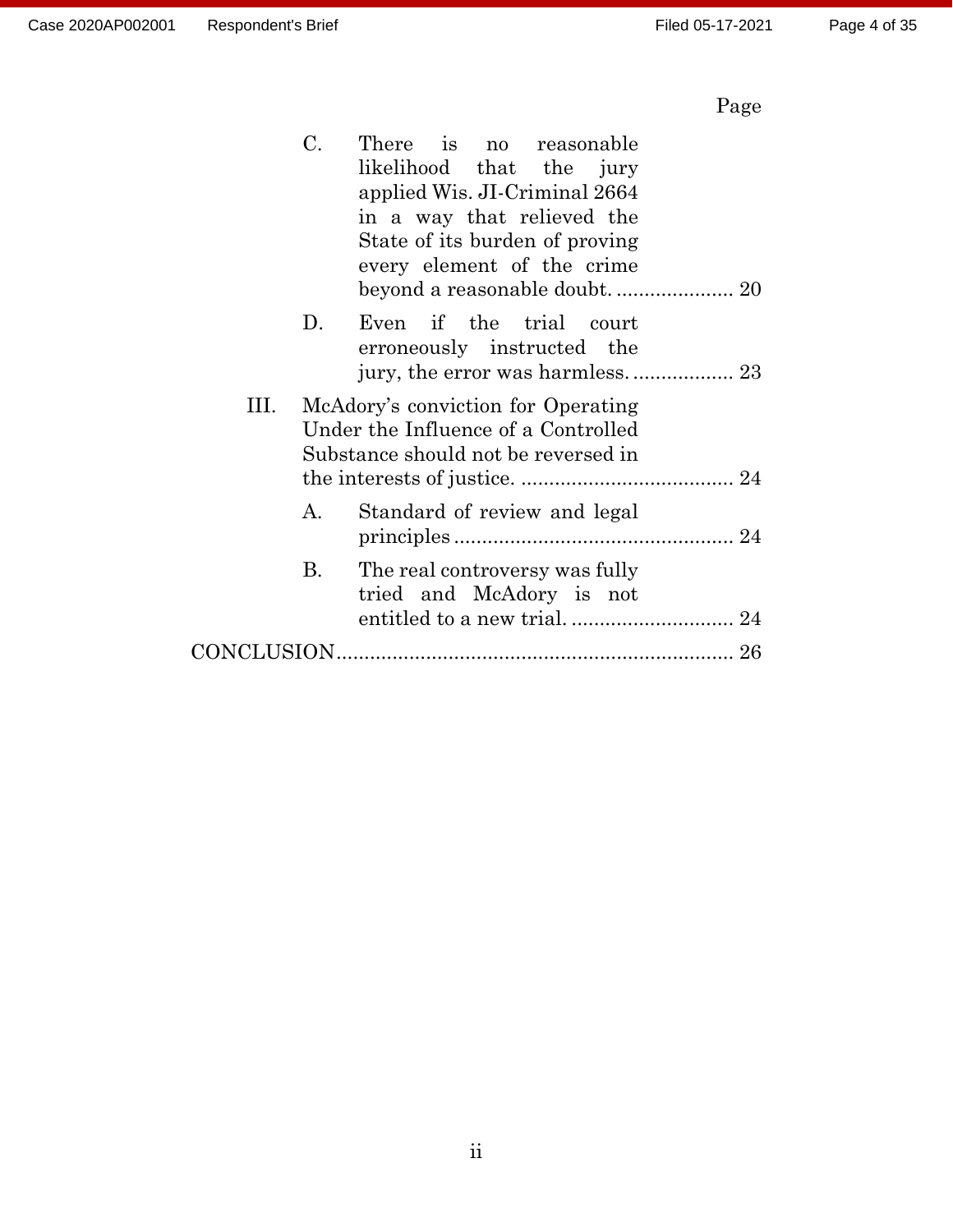Page

- C. There is no reasonable likelihood that the jury applied Wis. JI-Criminal 2664 in a way that relieved the State of its burden of proving every element of the crime beyond a reasonable doubt. .................... 20
- D. Even if the trial court erroneously instructed the jury, the error was harmless. .................. 23

III. McAdory's conviction for Operating Under the Influence of a Controlled Substance should not be reversed in the interests of justice. ...................................... 24

- A. Standard of review and legal principles .................................................. 24
- B. The real controversy was fully tried and McAdory is not entitled to a new trial. ............................. 24

CONCLUSION....................................................................... 26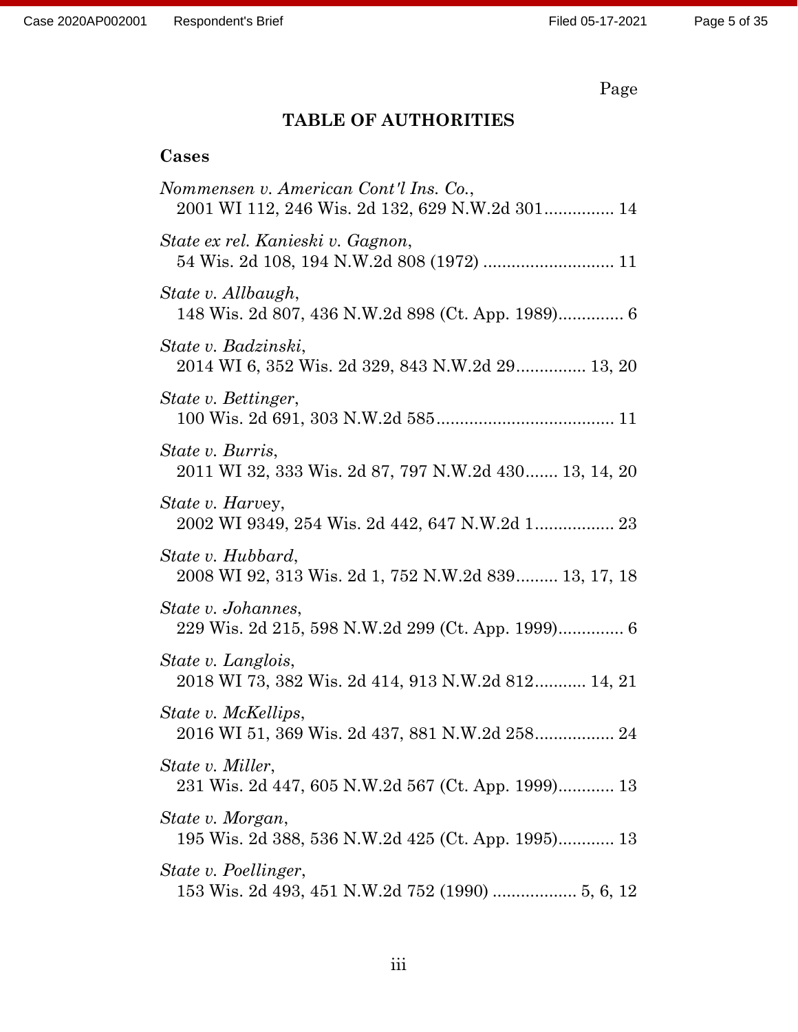Page

## TABLE OF AUTHORITIES

### Cases

*Nommensen v. American Cont'l Ins. Co.*,
2001 WI 112, 246 Wis. 2d 132, 629 N.W.2d 301............... 14

*State ex rel. Kanieski v. Gagnon*,
54 Wis. 2d 108, 194 N.W.2d 808 (1972) ............................ 11

*State v. Allbaugh*,
148 Wis. 2d 807, 436 N.W.2d 898 (Ct. App. 1989).............. 6

*State v. Badzinski*,
2014 WI 6, 352 Wis. 2d 329, 843 N.W.2d 29............... 13, 20

*State v. Bettinger*,
100 Wis. 2d 691, 303 N.W.2d 585...................................... 11

*State v. Burris*,
2011 WI 32, 333 Wis. 2d 87, 797 N.W.2d 430....... 13, 14, 20

*State v. Harvey*,
2002 WI 9349, 254 Wis. 2d 442, 647 N.W.2d 1................. 23

*State v. Hubbard*,
2008 WI 92, 313 Wis. 2d 1, 752 N.W.2d 839......... 13, 17, 18

*State v. Johannes*,
229 Wis. 2d 215, 598 N.W.2d 299 (Ct. App. 1999).............. 6

*State v. Langlois*,
2018 WI 73, 382 Wis. 2d 414, 913 N.W.2d 812........... 14, 21

*State v. McKellips*,
2016 WI 51, 369 Wis. 2d 437, 881 N.W.2d 258................. 24

*State v. Miller*,
231 Wis. 2d 447, 605 N.W.2d 567 (Ct. App. 1999)............ 13

*State v. Morgan*,
195 Wis. 2d 388, 536 N.W.2d 425 (Ct. App. 1995)............ 13

*State v. Poellinger*,
153 Wis. 2d 493, 451 N.W.2d 752 (1990) .................. 5, 6, 12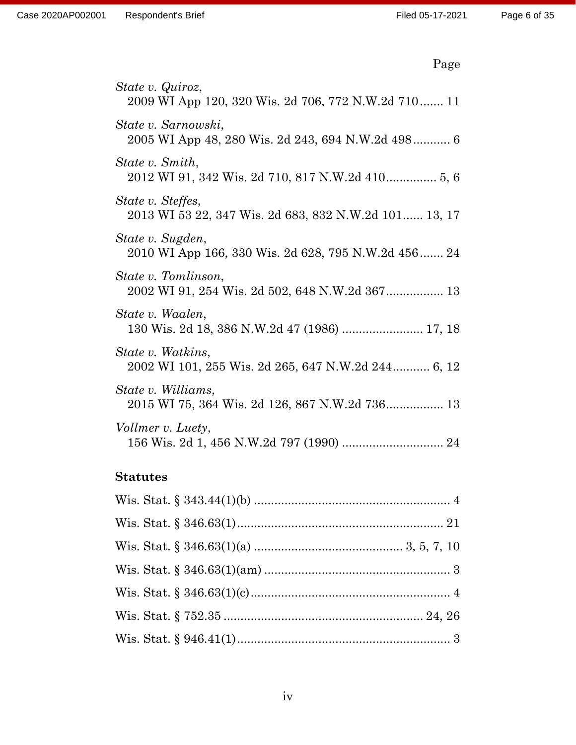Page

*State v. Quiroz*,
2009 WI App 120, 320 Wis. 2d 706, 772 N.W.2d 710....... 11

*State v. Sarnowski*,
2005 WI App 48, 280 Wis. 2d 243, 694 N.W.2d 498........... 6

*State v. Smith*,
2012 WI 91, 342 Wis. 2d 710, 817 N.W.2d 410............... 5, 6

*State v. Steffes*,
2013 WI 53 22, 347 Wis. 2d 683, 832 N.W.2d 101...... 13, 17

*State v. Sugden*,
2010 WI App 166, 330 Wis. 2d 628, 795 N.W.2d 456....... 24

*State v. Tomlinson*,
2002 WI 91, 254 Wis. 2d 502, 648 N.W.2d 367................. 13

*State v. Waalen*,
130 Wis. 2d 18, 386 N.W.2d 47 (1986) ........................ 17, 18

*State v. Watkins*,
2002 WI 101, 255 Wis. 2d 265, 647 N.W.2d 244........... 6, 12

*State v. Williams*,
2015 WI 75, 364 Wis. 2d 126, 867 N.W.2d 736................. 13

*Vollmer v. Luety*,
156 Wis. 2d 1, 456 N.W.2d 797 (1990) .............................. 24

**Statutes**

Wis. Stat. § 343.44(1)(b) .......................................................... 4

Wis. Stat. § 346.63(1)............................................................. 21

Wis. Stat. § 346.63(1)(a) ........................................... 3, 5, 7, 10

Wis. Stat. § 346.63(1)(am) ........................................................ 3

Wis. Stat. § 346.63(1)(c)........................................................... 4

Wis. Stat. § 752.35 ........................................................... 24, 26

Wis. Stat. § 946.41(1)................................................................ 3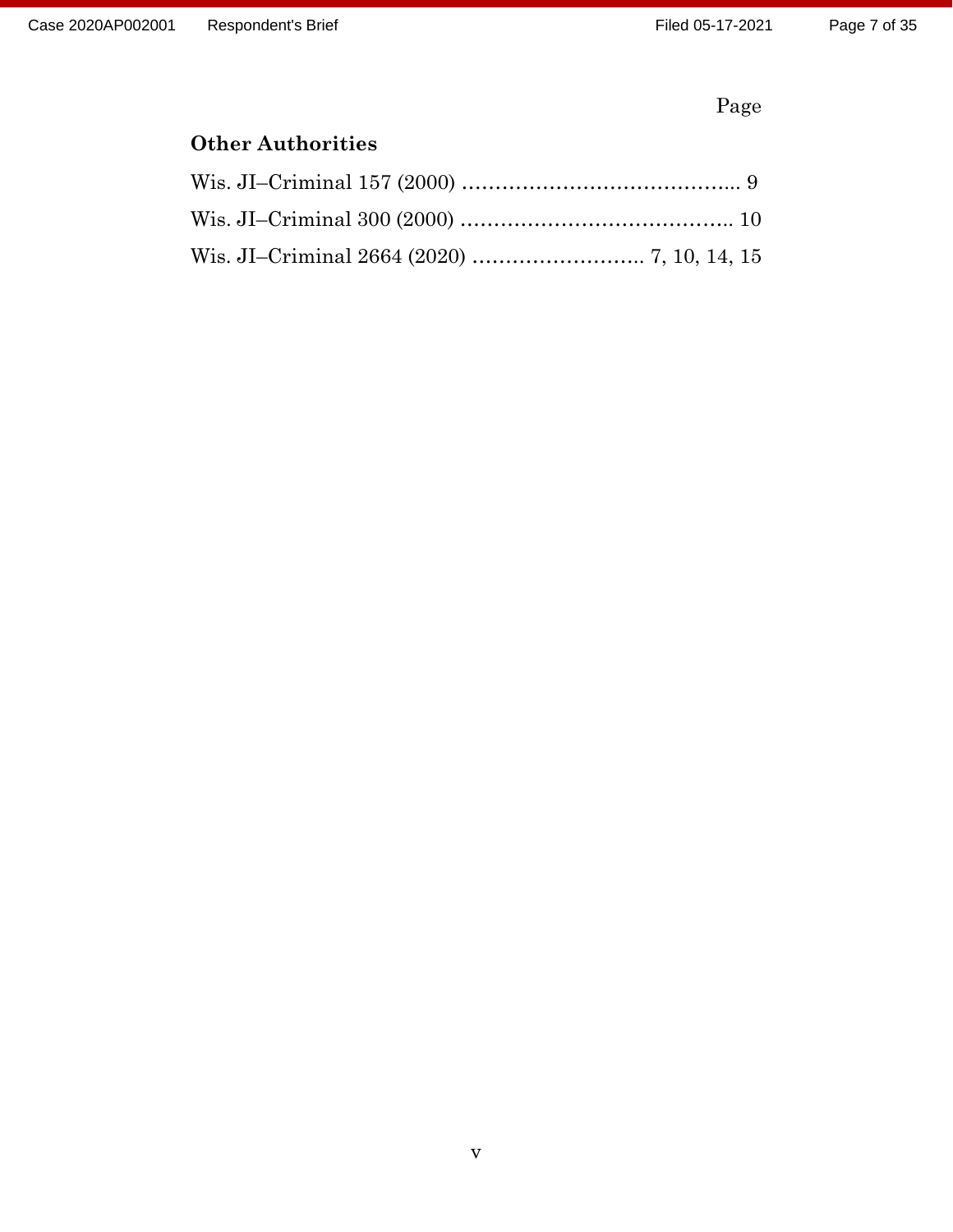Page

**Other Authorities**

Wis. JI–Criminal 157 (2000) …………………………………... 9

Wis. JI–Criminal 300 (2000) ………………………………….. 10

Wis. JI–Criminal 2664 (2020) …………………….. 7, 10, 14, 15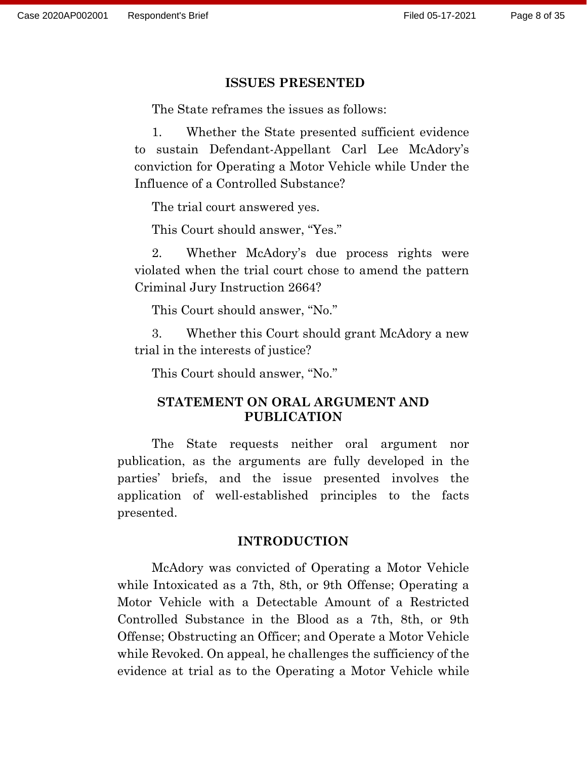## ISSUES PRESENTED

The State reframes the issues as follows:

1. Whether the State presented sufficient evidence to sustain Defendant-Appellant Carl Lee McAdory's conviction for Operating a Motor Vehicle while Under the Influence of a Controlled Substance?

The trial court answered yes.

This Court should answer, "Yes."

2. Whether McAdory's due process rights were violated when the trial court chose to amend the pattern Criminal Jury Instruction 2664?

This Court should answer, "No."

3. Whether this Court should grant McAdory a new trial in the interests of justice?

This Court should answer, "No."

## STATEMENT ON ORAL ARGUMENT AND PUBLICATION

The State requests neither oral argument nor publication, as the arguments are fully developed in the parties' briefs, and the issue presented involves the application of well-established principles to the facts presented.

## INTRODUCTION

McAdory was convicted of Operating a Motor Vehicle while Intoxicated as a 7th, 8th, or 9th Offense; Operating a Motor Vehicle with a Detectable Amount of a Restricted Controlled Substance in the Blood as a 7th, 8th, or 9th Offense; Obstructing an Officer; and Operate a Motor Vehicle while Revoked. On appeal, he challenges the sufficiency of the evidence at trial as to the Operating a Motor Vehicle while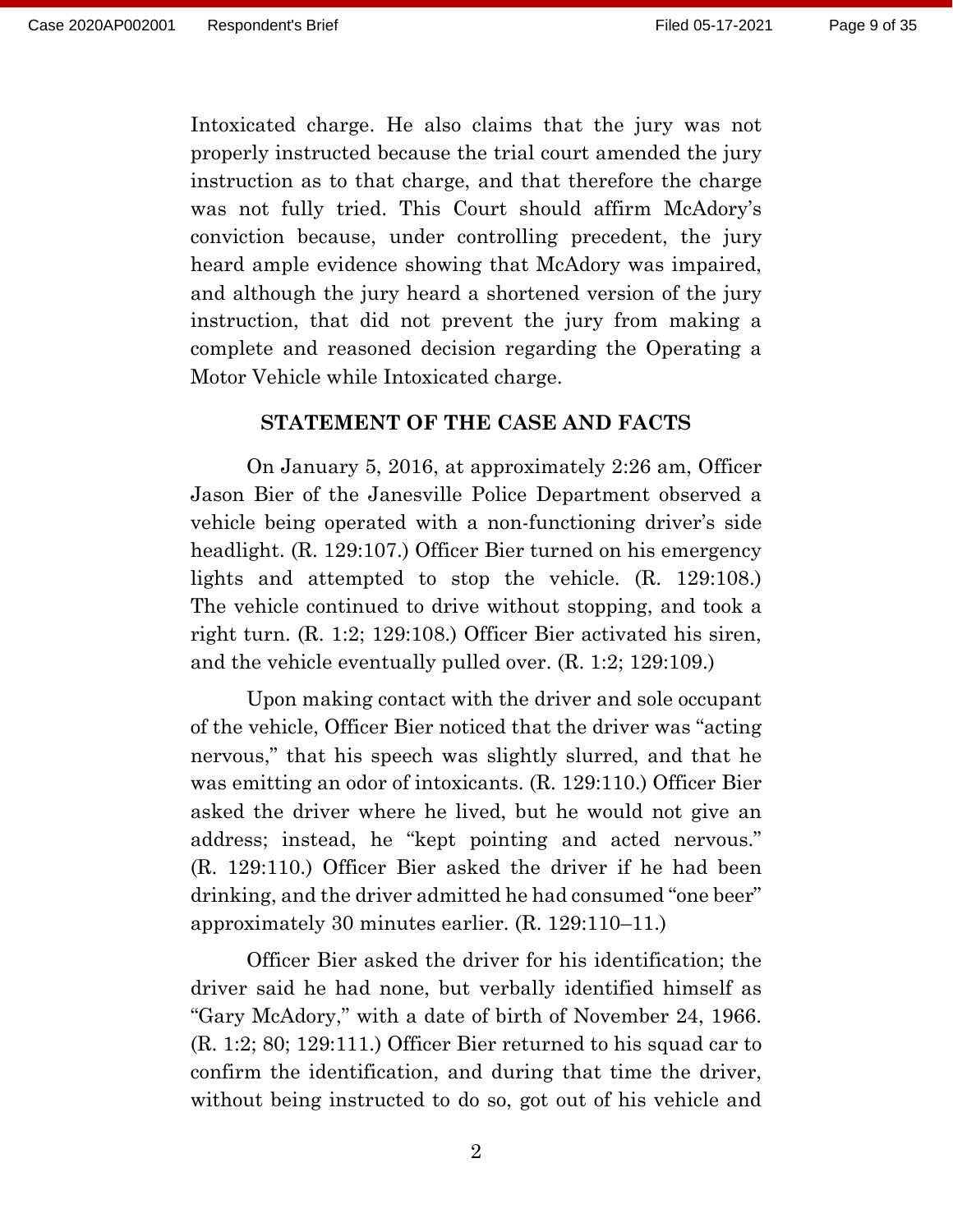Intoxicated charge. He also claims that the jury was not properly instructed because the trial court amended the jury instruction as to that charge, and that therefore the charge was not fully tried. This Court should affirm McAdory's conviction because, under controlling precedent, the jury heard ample evidence showing that McAdory was impaired, and although the jury heard a shortened version of the jury instruction, that did not prevent the jury from making a complete and reasoned decision regarding the Operating a Motor Vehicle while Intoxicated charge.

## STATEMENT OF THE CASE AND FACTS

On January 5, 2016, at approximately 2:26 am, Officer Jason Bier of the Janesville Police Department observed a vehicle being operated with a non-functioning driver's side headlight. (R. 129:107.) Officer Bier turned on his emergency lights and attempted to stop the vehicle. (R. 129:108.) The vehicle continued to drive without stopping, and took a right turn. (R. 1:2; 129:108.) Officer Bier activated his siren, and the vehicle eventually pulled over. (R. 1:2; 129:109.)

Upon making contact with the driver and sole occupant of the vehicle, Officer Bier noticed that the driver was "acting nervous," that his speech was slightly slurred, and that he was emitting an odor of intoxicants. (R. 129:110.) Officer Bier asked the driver where he lived, but he would not give an address; instead, he "kept pointing and acted nervous." (R. 129:110.) Officer Bier asked the driver if he had been drinking, and the driver admitted he had consumed "one beer" approximately 30 minutes earlier. (R. 129:110–11.)

Officer Bier asked the driver for his identification; the driver said he had none, but verbally identified himself as "Gary McAdory," with a date of birth of November 24, 1966. (R. 1:2; 80; 129:111.) Officer Bier returned to his squad car to confirm the identification, and during that time the driver, without being instructed to do so, got out of his vehicle and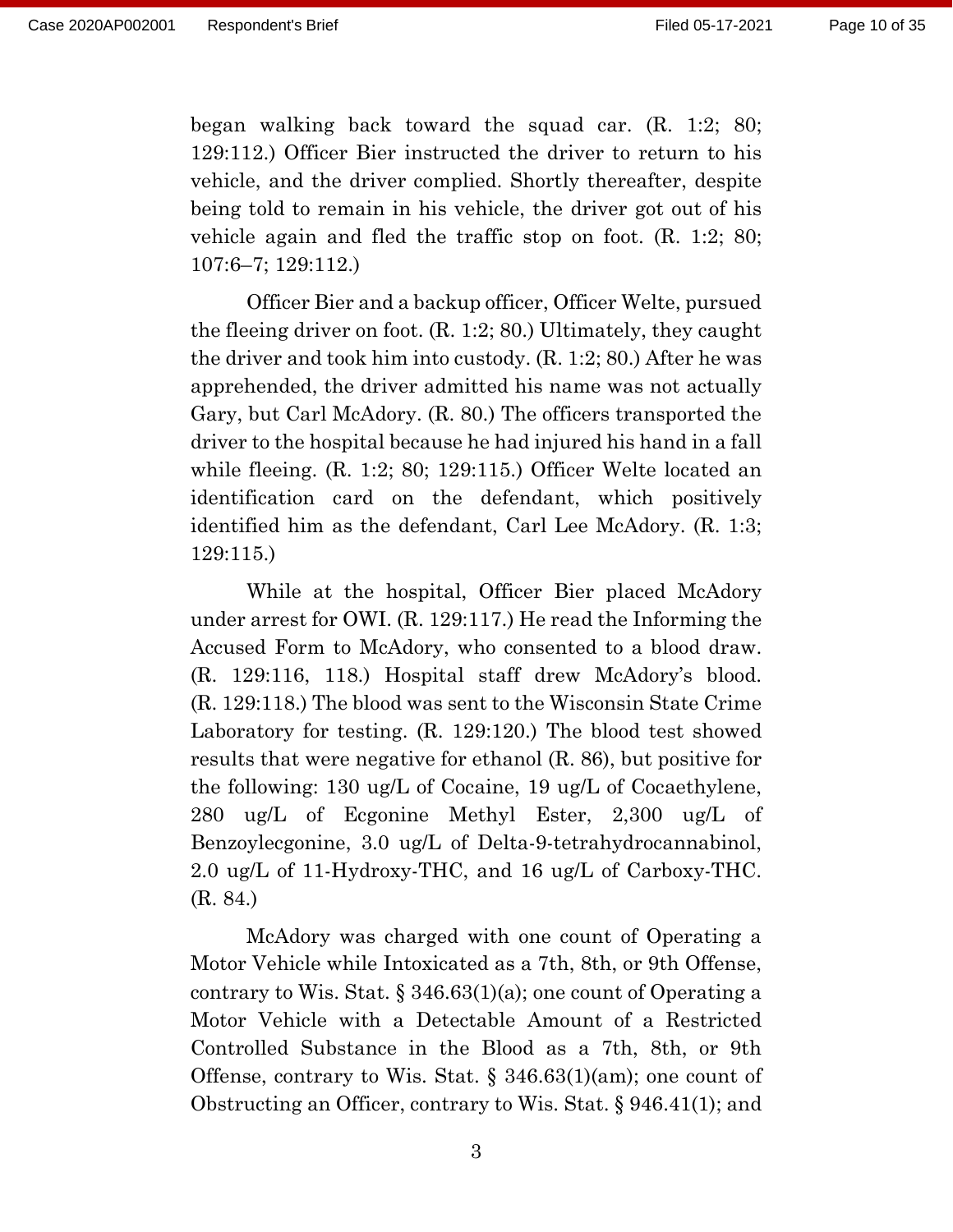began walking back toward the squad car. (R. 1:2; 80; 129:112.) Officer Bier instructed the driver to return to his vehicle, and the driver complied. Shortly thereafter, despite being told to remain in his vehicle, the driver got out of his vehicle again and fled the traffic stop on foot. (R. 1:2; 80; 107:6–7; 129:112.)

Officer Bier and a backup officer, Officer Welte, pursued the fleeing driver on foot. (R. 1:2; 80.) Ultimately, they caught the driver and took him into custody. (R. 1:2; 80.) After he was apprehended, the driver admitted his name was not actually Gary, but Carl McAdory. (R. 80.) The officers transported the driver to the hospital because he had injured his hand in a fall while fleeing. (R. 1:2; 80; 129:115.) Officer Welte located an identification card on the defendant, which positively identified him as the defendant, Carl Lee McAdory. (R. 1:3; 129:115.)

While at the hospital, Officer Bier placed McAdory under arrest for OWI. (R. 129:117.) He read the Informing the Accused Form to McAdory, who consented to a blood draw. (R. 129:116, 118.) Hospital staff drew McAdory's blood. (R. 129:118.) The blood was sent to the Wisconsin State Crime Laboratory for testing. (R. 129:120.) The blood test showed results that were negative for ethanol (R. 86), but positive for the following: 130 ug/L of Cocaine, 19 ug/L of Cocaethylene, 280 ug/L of Ecgonine Methyl Ester, 2,300 ug/L of Benzoylecgonine, 3.0 ug/L of Delta-9-tetrahydrocannabinol, 2.0 ug/L of 11-Hydroxy-THC, and 16 ug/L of Carboxy-THC. (R. 84.)

McAdory was charged with one count of Operating a Motor Vehicle while Intoxicated as a 7th, 8th, or 9th Offense, contrary to Wis. Stat. § 346.63(1)(a); one count of Operating a Motor Vehicle with a Detectable Amount of a Restricted Controlled Substance in the Blood as a 7th, 8th, or 9th Offense, contrary to Wis. Stat. § 346.63(1)(am); one count of Obstructing an Officer, contrary to Wis. Stat. § 946.41(1); and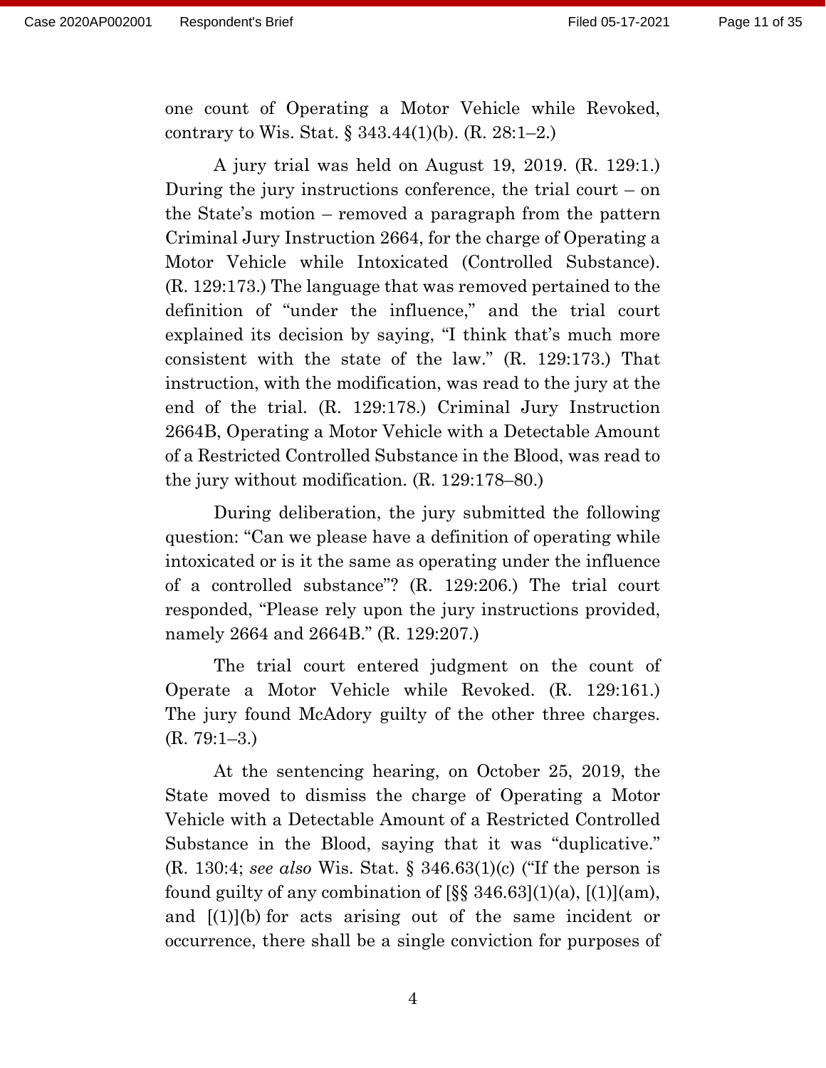one count of Operating a Motor Vehicle while Revoked, contrary to Wis. Stat. § 343.44(1)(b). (R. 28:1–2.)

A jury trial was held on August 19, 2019. (R. 129:1.) During the jury instructions conference, the trial court – on the State's motion – removed a paragraph from the pattern Criminal Jury Instruction 2664, for the charge of Operating a Motor Vehicle while Intoxicated (Controlled Substance). (R. 129:173.) The language that was removed pertained to the definition of "under the influence," and the trial court explained its decision by saying, "I think that's much more consistent with the state of the law." (R. 129:173.) That instruction, with the modification, was read to the jury at the end of the trial. (R. 129:178.) Criminal Jury Instruction 2664B, Operating a Motor Vehicle with a Detectable Amount of a Restricted Controlled Substance in the Blood, was read to the jury without modification. (R. 129:178–80.)

During deliberation, the jury submitted the following question: "Can we please have a definition of operating while intoxicated or is it the same as operating under the influence of a controlled substance"? (R. 129:206.) The trial court responded, "Please rely upon the jury instructions provided, namely 2664 and 2664B." (R. 129:207.)

The trial court entered judgment on the count of Operate a Motor Vehicle while Revoked. (R. 129:161.) The jury found McAdory guilty of the other three charges. (R. 79:1–3.)

At the sentencing hearing, on October 25, 2019, the State moved to dismiss the charge of Operating a Motor Vehicle with a Detectable Amount of a Restricted Controlled Substance in the Blood, saying that it was "duplicative." (R. 130:4; *see also* Wis. Stat. § 346.63(1)(c) ("If the person is found guilty of any combination of [§§ 346.63](1)(a), [(1)](am), and [(1)](b) for acts arising out of the same incident or occurrence, there shall be a single conviction for purposes of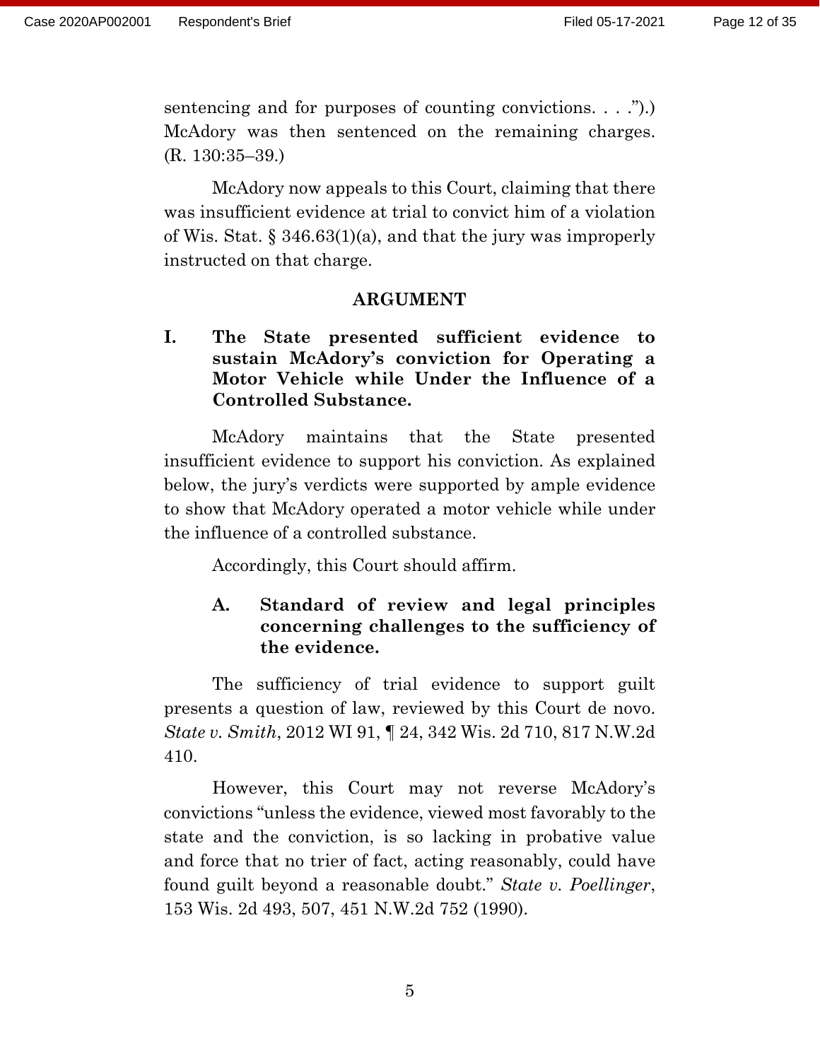sentencing and for purposes of counting convictions. . . .").) McAdory was then sentenced on the remaining charges. (R. 130:35–39.)

McAdory now appeals to this Court, claiming that there was insufficient evidence at trial to convict him of a violation of Wis. Stat. § 346.63(1)(a), and that the jury was improperly instructed on that charge.

## ARGUMENT

### I. The State presented sufficient evidence to sustain McAdory's conviction for Operating a Motor Vehicle while Under the Influence of a Controlled Substance.

McAdory maintains that the State presented insufficient evidence to support his conviction. As explained below, the jury's verdicts were supported by ample evidence to show that McAdory operated a motor vehicle while under the influence of a controlled substance.

Accordingly, this Court should affirm.

#### A. Standard of review and legal principles concerning challenges to the sufficiency of the evidence.

The sufficiency of trial evidence to support guilt presents a question of law, reviewed by this Court de novo. *State v. Smith*, 2012 WI 91, ¶ 24, 342 Wis. 2d 710, 817 N.W.2d 410.

However, this Court may not reverse McAdory's convictions "unless the evidence, viewed most favorably to the state and the conviction, is so lacking in probative value and force that no trier of fact, acting reasonably, could have found guilt beyond a reasonable doubt." *State v. Poellinger*, 153 Wis. 2d 493, 507, 451 N.W.2d 752 (1990).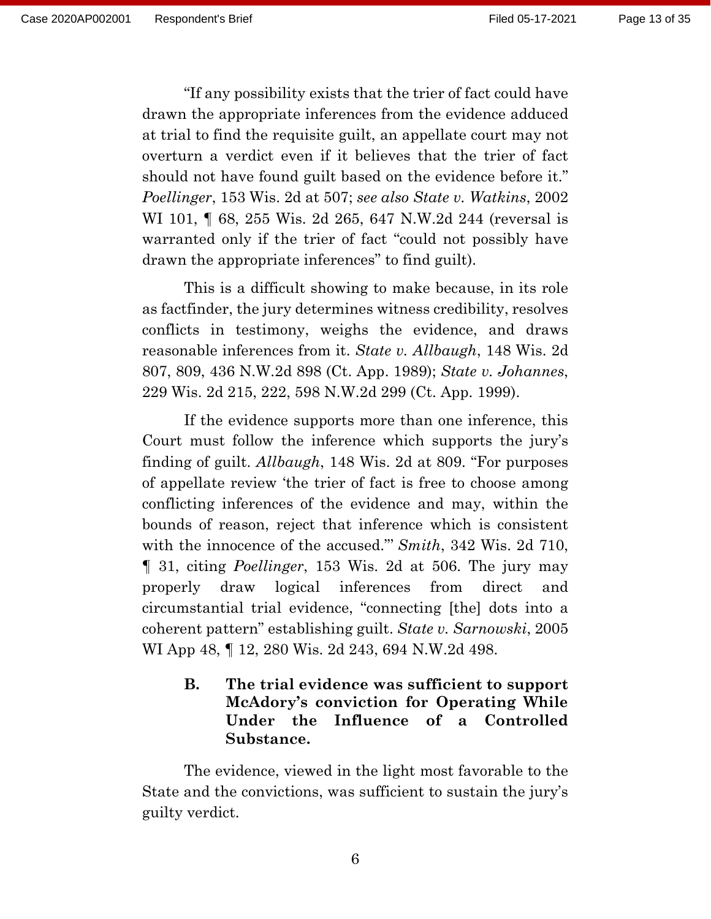"If any possibility exists that the trier of fact could have drawn the appropriate inferences from the evidence adduced at trial to find the requisite guilt, an appellate court may not overturn a verdict even if it believes that the trier of fact should not have found guilt based on the evidence before it." *Poellinger*, 153 Wis. 2d at 507; *see also State v. Watkins*, 2002 WI 101, ¶ 68, 255 Wis. 2d 265, 647 N.W.2d 244 (reversal is warranted only if the trier of fact "could not possibly have drawn the appropriate inferences" to find guilt).

This is a difficult showing to make because, in its role as factfinder, the jury determines witness credibility, resolves conflicts in testimony, weighs the evidence, and draws reasonable inferences from it. *State v. Allbaugh*, 148 Wis. 2d 807, 809, 436 N.W.2d 898 (Ct. App. 1989); *State v. Johannes*, 229 Wis. 2d 215, 222, 598 N.W.2d 299 (Ct. App. 1999).

If the evidence supports more than one inference, this Court must follow the inference which supports the jury's finding of guilt. *Allbaugh*, 148 Wis. 2d at 809. "For purposes of appellate review 'the trier of fact is free to choose among conflicting inferences of the evidence and may, within the bounds of reason, reject that inference which is consistent with the innocence of the accused.'" *Smith*, 342 Wis. 2d 710, ¶ 31, citing *Poellinger*, 153 Wis. 2d at 506. The jury may properly draw logical inferences from direct and circumstantial trial evidence, "connecting [the] dots into a coherent pattern" establishing guilt. *State v. Sarnowski*, 2005 WI App 48, ¶ 12, 280 Wis. 2d 243, 694 N.W.2d 498.

### B. The trial evidence was sufficient to support McAdory's conviction for Operating While Under the Influence of a Controlled Substance.

The evidence, viewed in the light most favorable to the State and the convictions, was sufficient to sustain the jury's guilty verdict.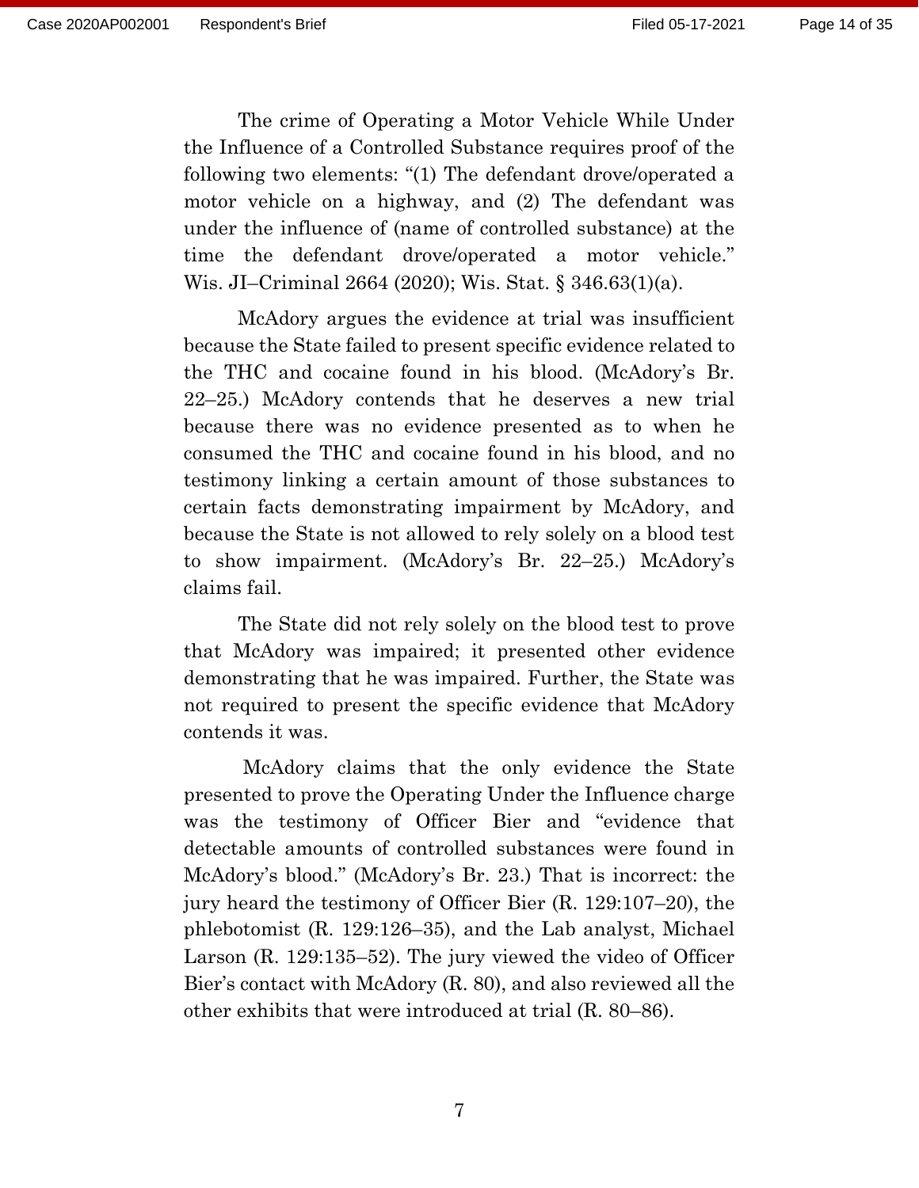The crime of Operating a Motor Vehicle While Under the Influence of a Controlled Substance requires proof of the following two elements: "(1) The defendant drove/operated a motor vehicle on a highway, and (2) The defendant was under the influence of (name of controlled substance) at the time the defendant drove/operated a motor vehicle." Wis. JI–Criminal 2664 (2020); Wis. Stat. § 346.63(1)(a).

McAdory argues the evidence at trial was insufficient because the State failed to present specific evidence related to the THC and cocaine found in his blood. (McAdory's Br. 22–25.) McAdory contends that he deserves a new trial because there was no evidence presented as to when he consumed the THC and cocaine found in his blood, and no testimony linking a certain amount of those substances to certain facts demonstrating impairment by McAdory, and because the State is not allowed to rely solely on a blood test to show impairment. (McAdory's Br. 22–25.) McAdory's claims fail.

The State did not rely solely on the blood test to prove that McAdory was impaired; it presented other evidence demonstrating that he was impaired. Further, the State was not required to present the specific evidence that McAdory contends it was.

McAdory claims that the only evidence the State presented to prove the Operating Under the Influence charge was the testimony of Officer Bier and "evidence that detectable amounts of controlled substances were found in McAdory's blood." (McAdory's Br. 23.) That is incorrect: the jury heard the testimony of Officer Bier (R. 129:107–20), the phlebotomist (R. 129:126–35), and the Lab analyst, Michael Larson (R. 129:135–52). The jury viewed the video of Officer Bier's contact with McAdory (R. 80), and also reviewed all the other exhibits that were introduced at trial (R. 80–86).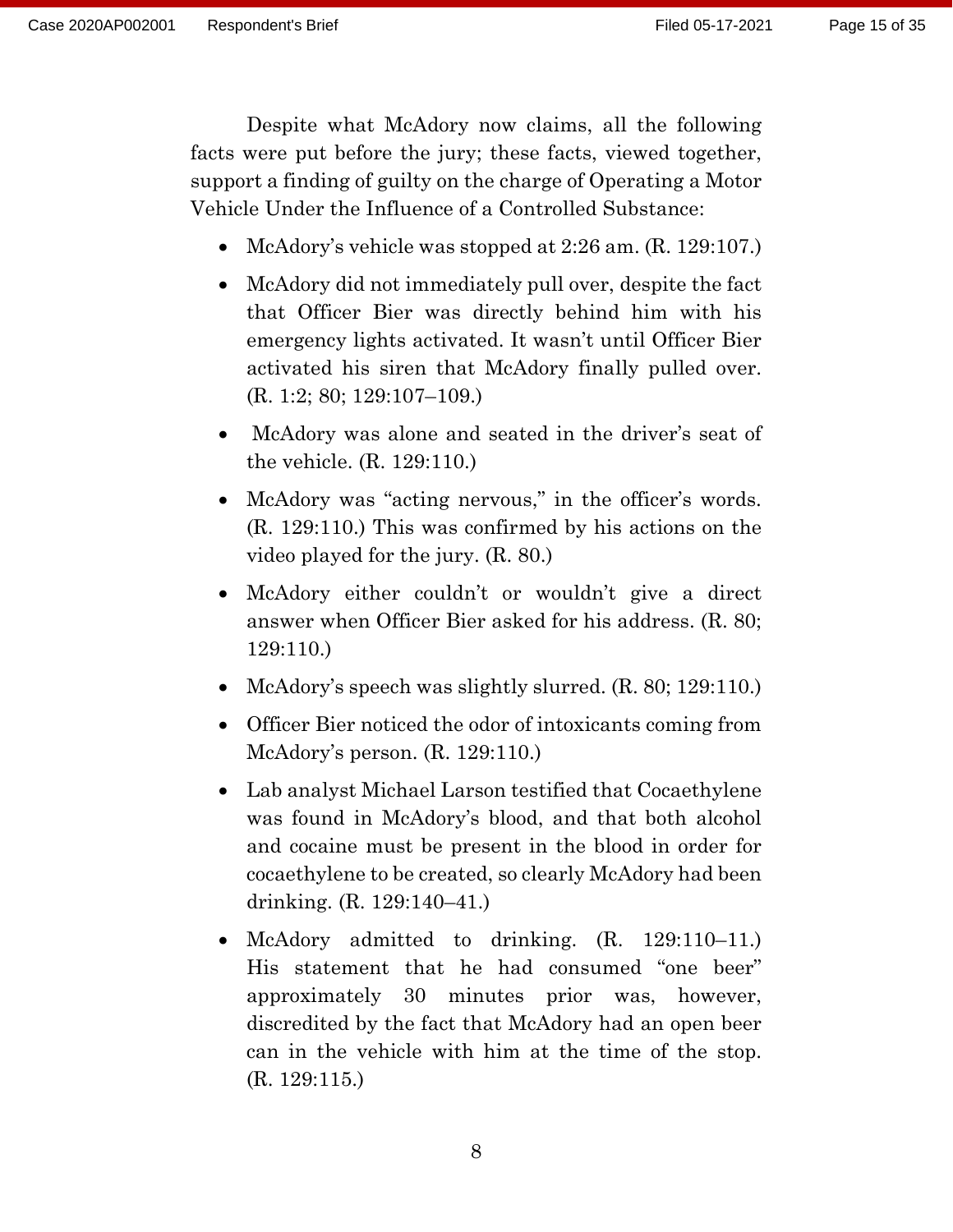Despite what McAdory now claims, all the following facts were put before the jury; these facts, viewed together, support a finding of guilty on the charge of Operating a Motor Vehicle Under the Influence of a Controlled Substance:

- McAdory's vehicle was stopped at 2:26 am. (R. 129:107.)
- McAdory did not immediately pull over, despite the fact that Officer Bier was directly behind him with his emergency lights activated. It wasn't until Officer Bier activated his siren that McAdory finally pulled over. (R. 1:2; 80; 129:107–109.)
- McAdory was alone and seated in the driver's seat of the vehicle. (R. 129:110.)
- McAdory was "acting nervous," in the officer's words. (R. 129:110.) This was confirmed by his actions on the video played for the jury. (R. 80.)
- McAdory either couldn't or wouldn't give a direct answer when Officer Bier asked for his address. (R. 80; 129:110.)
- McAdory's speech was slightly slurred. (R. 80; 129:110.)
- Officer Bier noticed the odor of intoxicants coming from McAdory's person. (R. 129:110.)
- Lab analyst Michael Larson testified that Cocaethylene was found in McAdory's blood, and that both alcohol and cocaine must be present in the blood in order for cocaethylene to be created, so clearly McAdory had been drinking. (R. 129:140–41.)
- McAdory admitted to drinking. (R. 129:110–11.) His statement that he had consumed "one beer" approximately 30 minutes prior was, however, discredited by the fact that McAdory had an open beer can in the vehicle with him at the time of the stop. (R. 129:115.)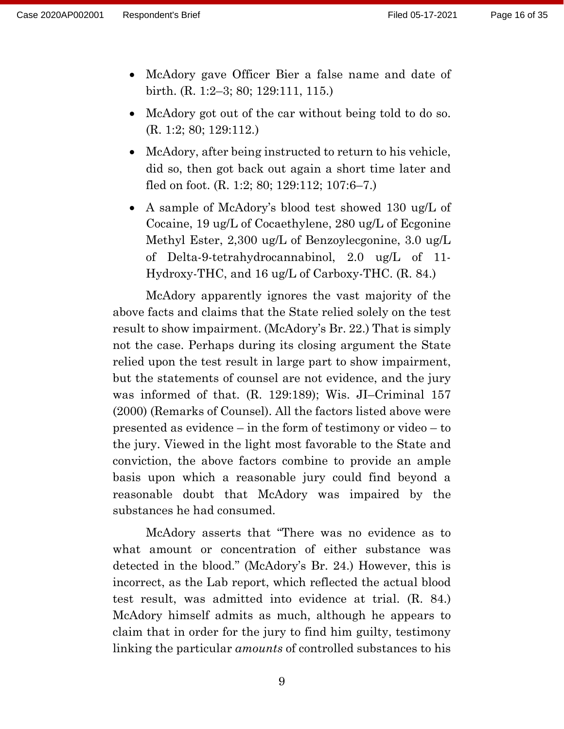- McAdory gave Officer Bier a false name and date of birth. (R. 1:2–3; 80; 129:111, 115.)
- McAdory got out of the car without being told to do so. (R. 1:2; 80; 129:112.)
- McAdory, after being instructed to return to his vehicle, did so, then got back out again a short time later and fled on foot. (R. 1:2; 80; 129:112; 107:6–7.)
- A sample of McAdory's blood test showed 130 ug/L of Cocaine, 19 ug/L of Cocaethylene, 280 ug/L of Ecgonine Methyl Ester, 2,300 ug/L of Benzoylecgonine, 3.0 ug/L of Delta-9-tetrahydrocannabinol, 2.0 ug/L of 11-Hydroxy-THC, and 16 ug/L of Carboxy-THC. (R. 84.)

McAdory apparently ignores the vast majority of the above facts and claims that the State relied solely on the test result to show impairment. (McAdory's Br. 22.) That is simply not the case. Perhaps during its closing argument the State relied upon the test result in large part to show impairment, but the statements of counsel are not evidence, and the jury was informed of that. (R. 129:189); Wis. JI–Criminal 157 (2000) (Remarks of Counsel). All the factors listed above were presented as evidence – in the form of testimony or video – to the jury. Viewed in the light most favorable to the State and conviction, the above factors combine to provide an ample basis upon which a reasonable jury could find beyond a reasonable doubt that McAdory was impaired by the substances he had consumed.

McAdory asserts that "There was no evidence as to what amount or concentration of either substance was detected in the blood." (McAdory's Br. 24.) However, this is incorrect, as the Lab report, which reflected the actual blood test result, was admitted into evidence at trial. (R. 84.) McAdory himself admits as much, although he appears to claim that in order for the jury to find him guilty, testimony linking the particular *amounts* of controlled substances to his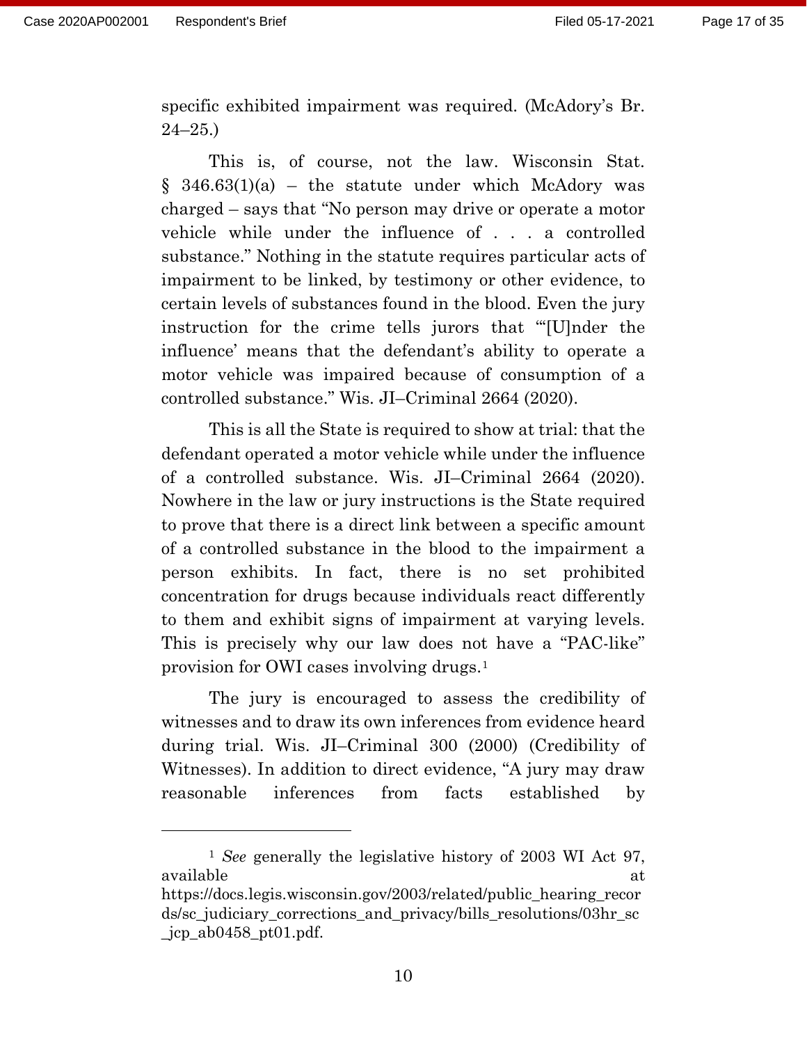specific exhibited impairment was required. (McAdory's Br. 24–25.)

This is, of course, not the law. Wisconsin Stat. § 346.63(1)(a) – the statute under which McAdory was charged – says that "No person may drive or operate a motor vehicle while under the influence of . . . a controlled substance." Nothing in the statute requires particular acts of impairment to be linked, by testimony or other evidence, to certain levels of substances found in the blood. Even the jury instruction for the crime tells jurors that "'[U]nder the influence' means that the defendant's ability to operate a motor vehicle was impaired because of consumption of a controlled substance." Wis. JI–Criminal 2664 (2020).

This is all the State is required to show at trial: that the defendant operated a motor vehicle while under the influence of a controlled substance. Wis. JI–Criminal 2664 (2020). Nowhere in the law or jury instructions is the State required to prove that there is a direct link between a specific amount of a controlled substance in the blood to the impairment a person exhibits. In fact, there is no set prohibited concentration for drugs because individuals react differently to them and exhibit signs of impairment at varying levels. This is precisely why our law does not have a "PAC-like" provision for OWI cases involving drugs.[1]

The jury is encouraged to assess the credibility of witnesses and to draw its own inferences from evidence heard during trial. Wis. JI–Criminal 300 (2000) (Credibility of Witnesses). In addition to direct evidence, "A jury may draw reasonable inferences from facts established by

---

[1] *See* generally the legislative history of 2003 WI Act 97, available at https://docs.legis.wisconsin.gov/2003/related/public_hearing_records/sc_judiciary_corrections_and_privacy/bills_resolutions/03hr_sc_jcp_ab0458_pt01.pdf.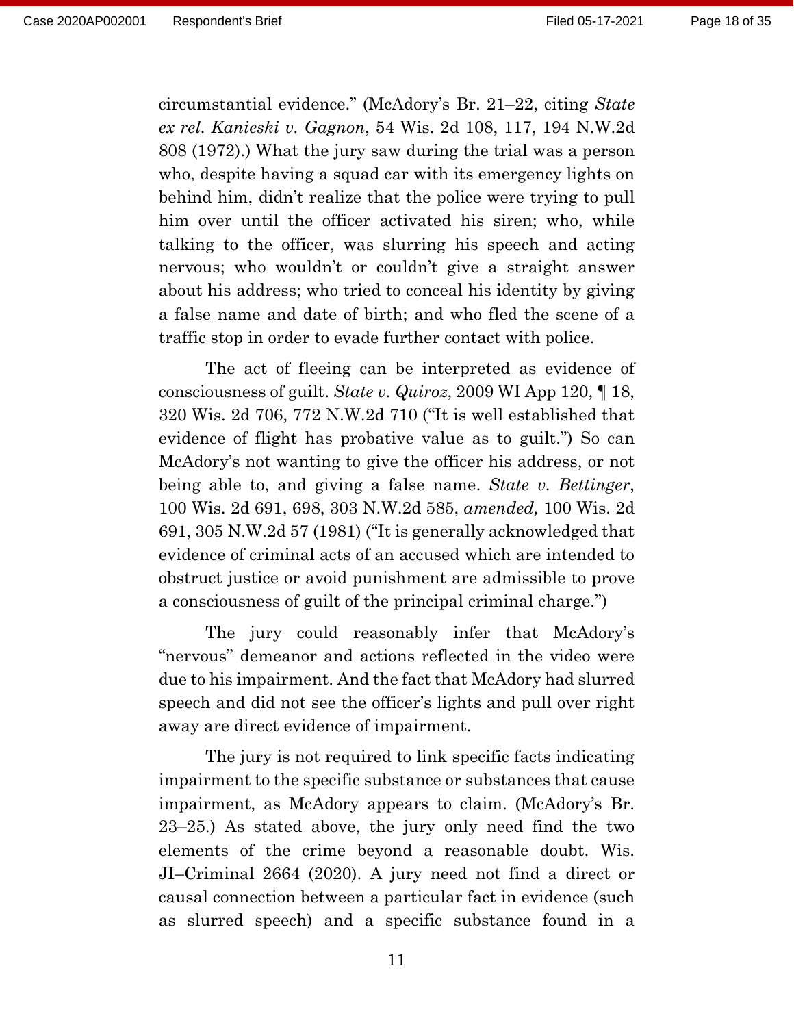circumstantial evidence." (McAdory's Br. 21–22, citing *State ex rel. Kanieski v. Gagnon*, 54 Wis. 2d 108, 117, 194 N.W.2d 808 (1972).) What the jury saw during the trial was a person who, despite having a squad car with its emergency lights on behind him, didn't realize that the police were trying to pull him over until the officer activated his siren; who, while talking to the officer, was slurring his speech and acting nervous; who wouldn't or couldn't give a straight answer about his address; who tried to conceal his identity by giving a false name and date of birth; and who fled the scene of a traffic stop in order to evade further contact with police.

The act of fleeing can be interpreted as evidence of consciousness of guilt. *State v. Quiroz*, 2009 WI App 120, ¶ 18, 320 Wis. 2d 706, 772 N.W.2d 710 ("It is well established that evidence of flight has probative value as to guilt.") So can McAdory's not wanting to give the officer his address, or not being able to, and giving a false name. *State v. Bettinger*, 100 Wis. 2d 691, 698, 303 N.W.2d 585, *amended,* 100 Wis. 2d 691, 305 N.W.2d 57 (1981) ("It is generally acknowledged that evidence of criminal acts of an accused which are intended to obstruct justice or avoid punishment are admissible to prove a consciousness of guilt of the principal criminal charge.")

The jury could reasonably infer that McAdory's "nervous" demeanor and actions reflected in the video were due to his impairment. And the fact that McAdory had slurred speech and did not see the officer's lights and pull over right away are direct evidence of impairment.

The jury is not required to link specific facts indicating impairment to the specific substance or substances that cause impairment, as McAdory appears to claim. (McAdory's Br. 23–25.) As stated above, the jury only need find the two elements of the crime beyond a reasonable doubt. Wis. JI–Criminal 2664 (2020). A jury need not find a direct or causal connection between a particular fact in evidence (such as slurred speech) and a specific substance found in a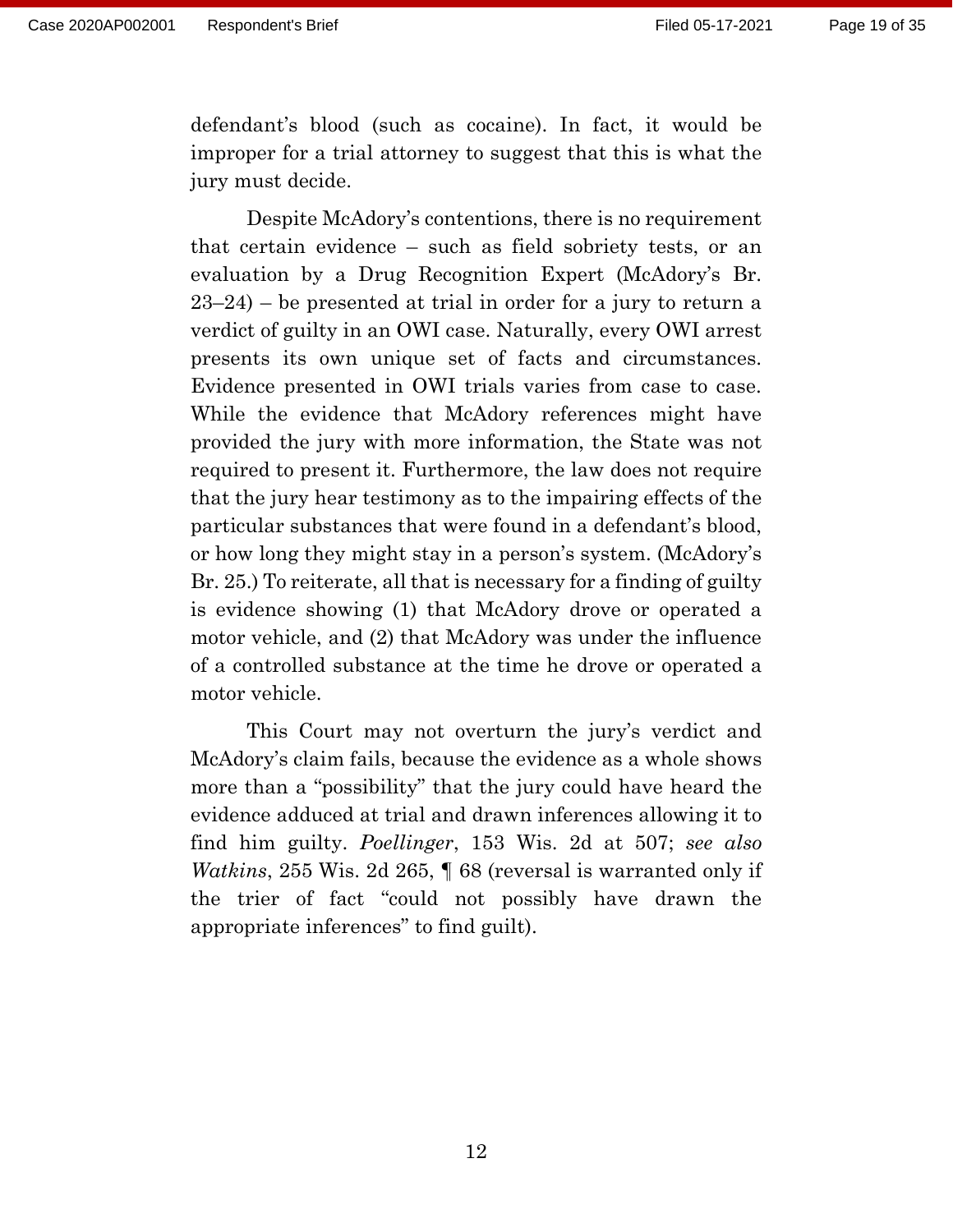defendant's blood (such as cocaine). In fact, it would be improper for a trial attorney to suggest that this is what the jury must decide.

Despite McAdory's contentions, there is no requirement that certain evidence – such as field sobriety tests, or an evaluation by a Drug Recognition Expert (McAdory's Br. 23–24) – be presented at trial in order for a jury to return a verdict of guilty in an OWI case. Naturally, every OWI arrest presents its own unique set of facts and circumstances. Evidence presented in OWI trials varies from case to case. While the evidence that McAdory references might have provided the jury with more information, the State was not required to present it. Furthermore, the law does not require that the jury hear testimony as to the impairing effects of the particular substances that were found in a defendant's blood, or how long they might stay in a person's system. (McAdory's Br. 25.) To reiterate, all that is necessary for a finding of guilty is evidence showing (1) that McAdory drove or operated a motor vehicle, and (2) that McAdory was under the influence of a controlled substance at the time he drove or operated a motor vehicle.

This Court may not overturn the jury's verdict and McAdory's claim fails, because the evidence as a whole shows more than a "possibility" that the jury could have heard the evidence adduced at trial and drawn inferences allowing it to find him guilty. *Poellinger*, 153 Wis. 2d at 507; *see also Watkins*, 255 Wis. 2d 265, ¶ 68 (reversal is warranted only if the trier of fact "could not possibly have drawn the appropriate inferences" to find guilt).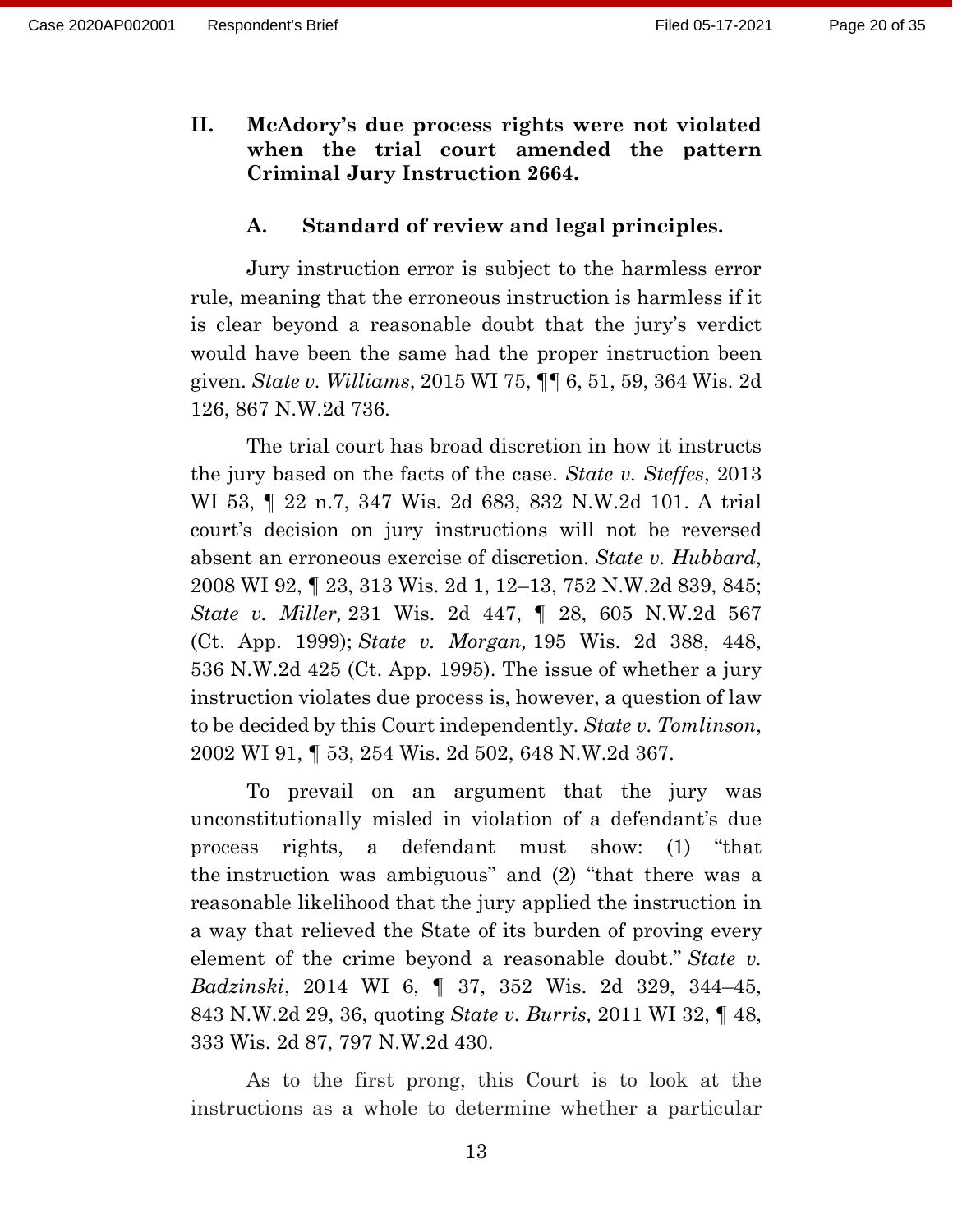## II. McAdory's due process rights were not violated when the trial court amended the pattern Criminal Jury Instruction 2664.

### A. Standard of review and legal principles.

Jury instruction error is subject to the harmless error rule, meaning that the erroneous instruction is harmless if it is clear beyond a reasonable doubt that the jury's verdict would have been the same had the proper instruction been given. *State v. Williams*, 2015 WI 75, ¶¶ 6, 51, 59, 364 Wis. 2d 126, 867 N.W.2d 736.

The trial court has broad discretion in how it instructs the jury based on the facts of the case. *State v. Steffes*, 2013 WI 53, ¶ 22 n.7, 347 Wis. 2d 683, 832 N.W.2d 101. A trial court's decision on jury instructions will not be reversed absent an erroneous exercise of discretion. *State v. Hubbard*, 2008 WI 92, ¶ 23, 313 Wis. 2d 1, 12–13, 752 N.W.2d 839, 845; *State v. Miller,* 231 Wis. 2d 447, ¶ 28, 605 N.W.2d 567 (Ct. App. 1999); *State v. Morgan,* 195 Wis. 2d 388, 448, 536 N.W.2d 425 (Ct. App. 1995). The issue of whether a jury instruction violates due process is, however, a question of law to be decided by this Court independently. *State v. Tomlinson*, 2002 WI 91, ¶ 53, 254 Wis. 2d 502, 648 N.W.2d 367.

To prevail on an argument that the jury was unconstitutionally misled in violation of a defendant's due process rights, a defendant must show: (1) "that the instruction was ambiguous" and (2) "that there was a reasonable likelihood that the jury applied the instruction in a way that relieved the State of its burden of proving every element of the crime beyond a reasonable doubt." *State v. Badzinski*, 2014 WI 6, ¶ 37, 352 Wis. 2d 329, 344–45, 843 N.W.2d 29, 36, quoting *State v. Burris,* 2011 WI 32, ¶ 48, 333 Wis. 2d 87, 797 N.W.2d 430.

As to the first prong, this Court is to look at the instructions as a whole to determine whether a particular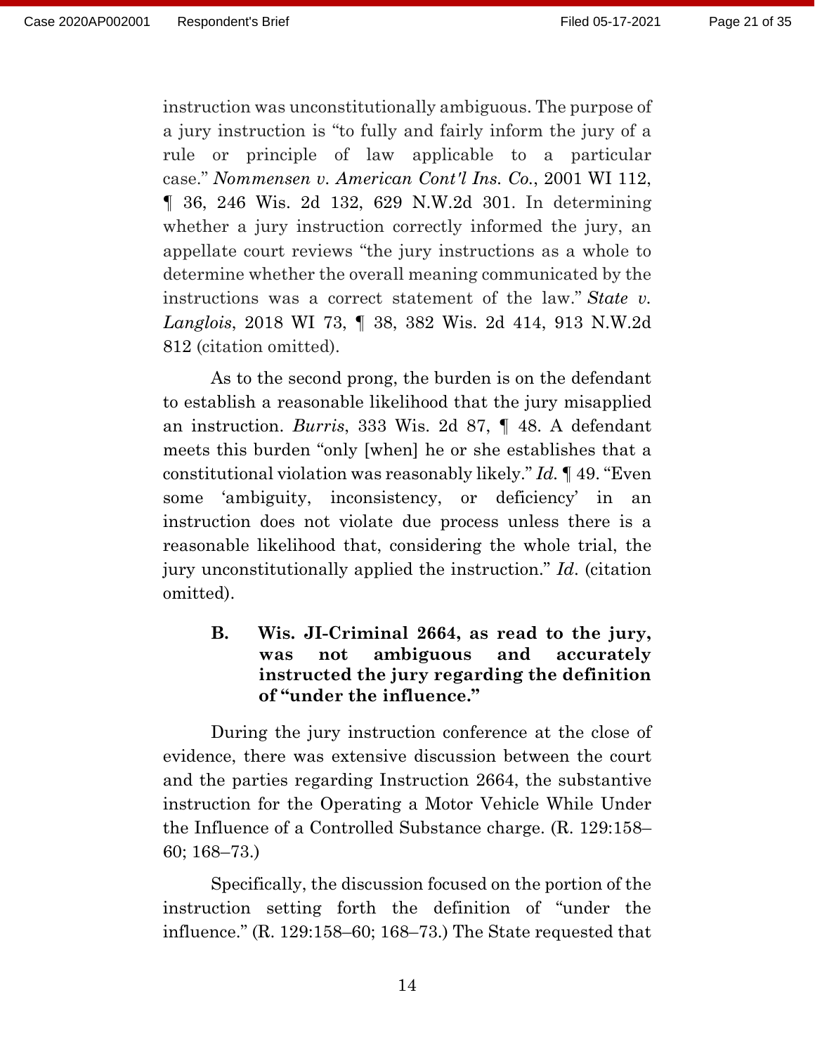instruction was unconstitutionally ambiguous. The purpose of a jury instruction is "to fully and fairly inform the jury of a rule or principle of law applicable to a particular case." *Nommensen v. American Cont'l Ins. Co.*, 2001 WI 112, ¶ 36, 246 Wis. 2d 132, 629 N.W.2d 301. In determining whether a jury instruction correctly informed the jury, an appellate court reviews "the jury instructions as a whole to determine whether the overall meaning communicated by the instructions was a correct statement of the law." *State v. Langlois*, 2018 WI 73, ¶ 38, 382 Wis. 2d 414, 913 N.W.2d 812 (citation omitted).

As to the second prong, the burden is on the defendant to establish a reasonable likelihood that the jury misapplied an instruction. *Burris*, 333 Wis. 2d 87, ¶ 48. A defendant meets this burden "only [when] he or she establishes that a constitutional violation was reasonably likely." *Id.* ¶ 49. "Even some 'ambiguity, inconsistency, or deficiency' in an instruction does not violate due process unless there is a reasonable likelihood that, considering the whole trial, the jury unconstitutionally applied the instruction." *Id.* (citation omitted).

### B. Wis. JI-Criminal 2664, as read to the jury, was not ambiguous and accurately instructed the jury regarding the definition of "under the influence."

During the jury instruction conference at the close of evidence, there was extensive discussion between the court and the parties regarding Instruction 2664, the substantive instruction for the Operating a Motor Vehicle While Under the Influence of a Controlled Substance charge. (R. 129:158–60; 168–73.)

Specifically, the discussion focused on the portion of the instruction setting forth the definition of "under the influence." (R. 129:158–60; 168–73.) The State requested that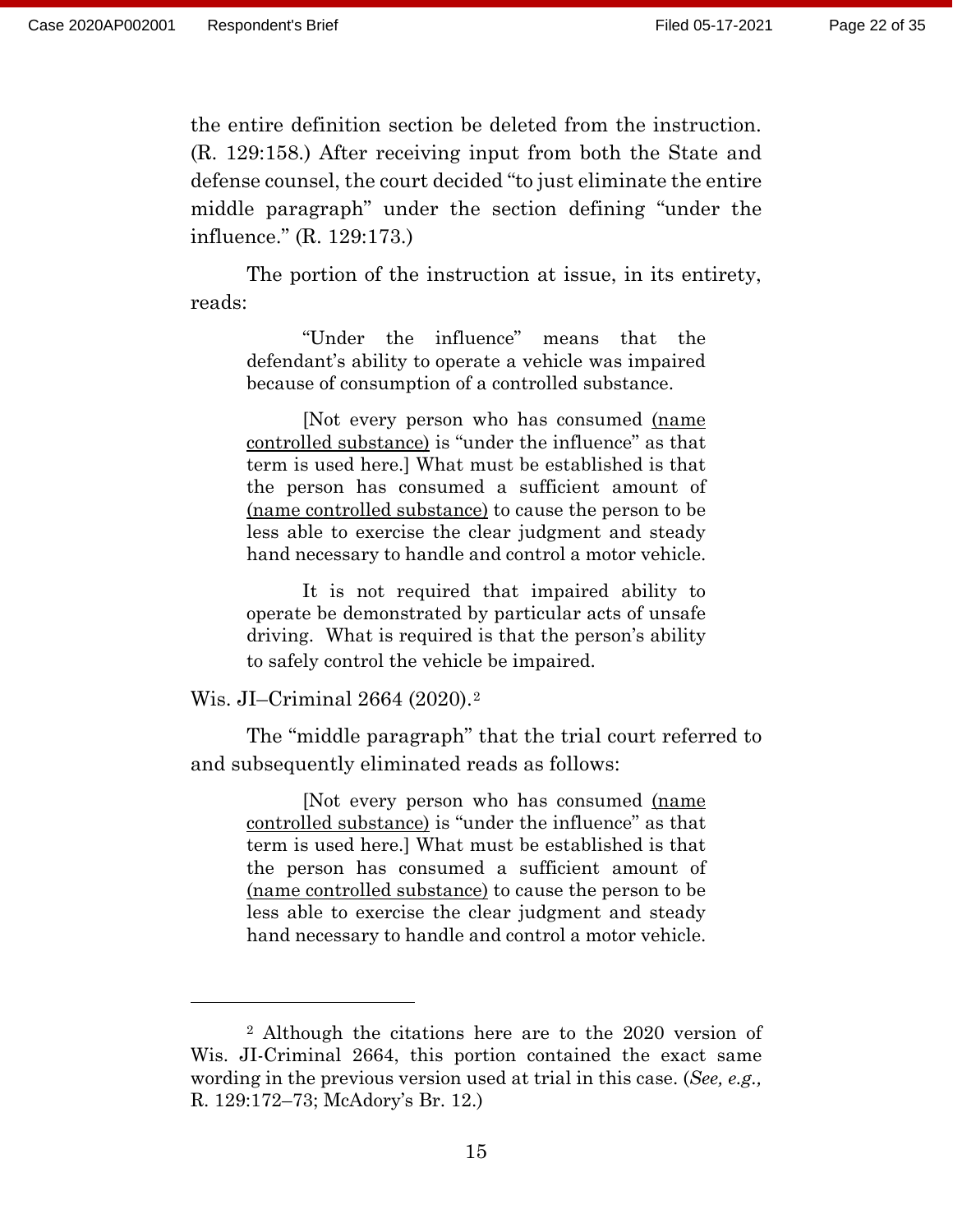the entire definition section be deleted from the instruction. (R. 129:158.) After receiving input from both the State and defense counsel, the court decided "to just eliminate the entire middle paragraph" under the section defining "under the influence." (R. 129:173.)

The portion of the instruction at issue, in its entirety, reads:

> "Under the influence" means that the defendant's ability to operate a vehicle was impaired because of consumption of a controlled substance.
>
> [Not every person who has consumed <u>(name controlled substance)</u> is "under the influence" as that term is used here.] What must be established is that the person has consumed a sufficient amount of <u>(name controlled substance)</u> to cause the person to be less able to exercise the clear judgment and steady hand necessary to handle and control a motor vehicle.
>
> It is not required that impaired ability to operate be demonstrated by particular acts of unsafe driving. What is required is that the person's ability to safely control the vehicle be impaired.

Wis. JI–Criminal 2664 (2020).[2]

The "middle paragraph" that the trial court referred to and subsequently eliminated reads as follows:

> [Not every person who has consumed <u>(name controlled substance)</u> is "under the influence" as that term is used here.] What must be established is that the person has consumed a sufficient amount of <u>(name controlled substance)</u> to cause the person to be less able to exercise the clear judgment and steady hand necessary to handle and control a motor vehicle.

---

[2] Although the citations here are to the 2020 version of Wis. JI-Criminal 2664, this portion contained the exact same wording in the previous version used at trial in this case. (*See, e.g.*, R. 129:172–73; McAdory's Br. 12.)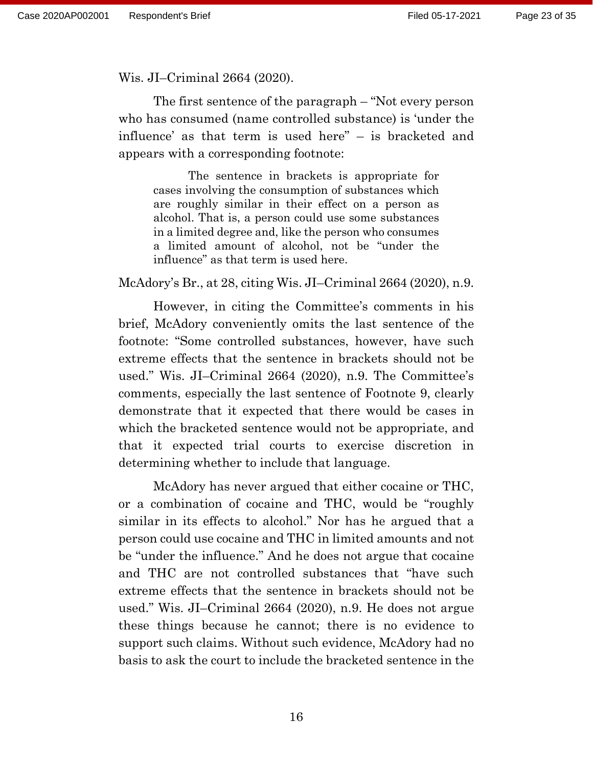Wis. JI–Criminal 2664 (2020).

The first sentence of the paragraph – "Not every person who has consumed (name controlled substance) is 'under the influence' as that term is used here" – is bracketed and appears with a corresponding footnote:

> The sentence in brackets is appropriate for cases involving the consumption of substances which are roughly similar in their effect on a person as alcohol. That is, a person could use some substances in a limited degree and, like the person who consumes a limited amount of alcohol, not be "under the influence" as that term is used here.

McAdory's Br., at 28, citing Wis. JI–Criminal 2664 (2020), n.9.

However, in citing the Committee's comments in his brief, McAdory conveniently omits the last sentence of the footnote: "Some controlled substances, however, have such extreme effects that the sentence in brackets should not be used." Wis. JI–Criminal 2664 (2020), n.9. The Committee's comments, especially the last sentence of Footnote 9, clearly demonstrate that it expected that there would be cases in which the bracketed sentence would not be appropriate, and that it expected trial courts to exercise discretion in determining whether to include that language.

McAdory has never argued that either cocaine or THC, or a combination of cocaine and THC, would be "roughly similar in its effects to alcohol." Nor has he argued that a person could use cocaine and THC in limited amounts and not be "under the influence." And he does not argue that cocaine and THC are not controlled substances that "have such extreme effects that the sentence in brackets should not be used." Wis. JI–Criminal 2664 (2020), n.9. He does not argue these things because he cannot; there is no evidence to support such claims. Without such evidence, McAdory had no basis to ask the court to include the bracketed sentence in the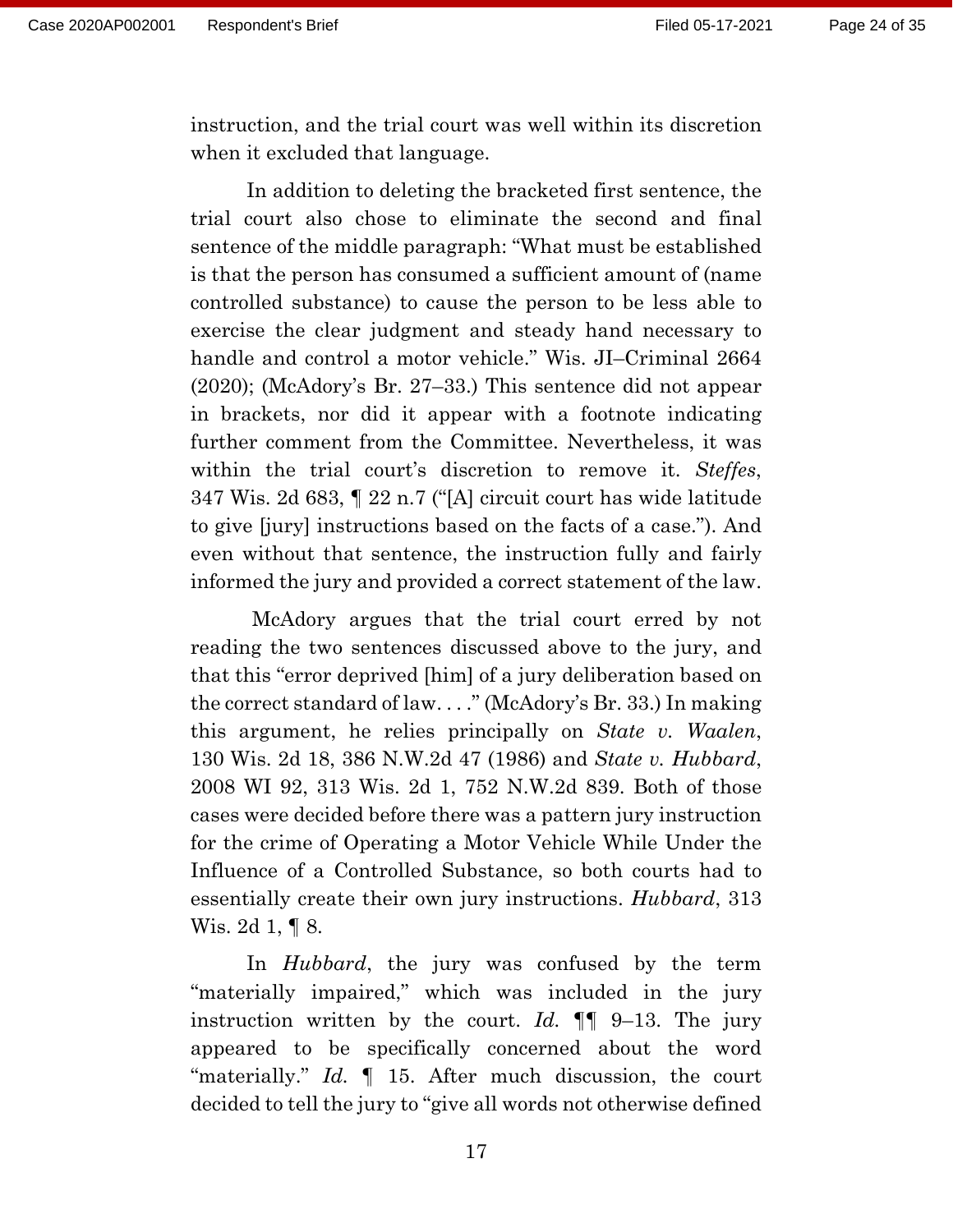instruction, and the trial court was well within its discretion when it excluded that language.

In addition to deleting the bracketed first sentence, the trial court also chose to eliminate the second and final sentence of the middle paragraph: "What must be established is that the person has consumed a sufficient amount of (name controlled substance) to cause the person to be less able to exercise the clear judgment and steady hand necessary to handle and control a motor vehicle." Wis. JI–Criminal 2664 (2020); (McAdory's Br. 27–33.) This sentence did not appear in brackets, nor did it appear with a footnote indicating further comment from the Committee. Nevertheless, it was within the trial court's discretion to remove it. *Steffes*, 347 Wis. 2d 683, ¶ 22 n.7 ("[A] circuit court has wide latitude to give [jury] instructions based on the facts of a case."). And even without that sentence, the instruction fully and fairly informed the jury and provided a correct statement of the law.

McAdory argues that the trial court erred by not reading the two sentences discussed above to the jury, and that this "error deprived [him] of a jury deliberation based on the correct standard of law. . . ." (McAdory's Br. 33.) In making this argument, he relies principally on *State v. Waalen*, 130 Wis. 2d 18, 386 N.W.2d 47 (1986) and *State v. Hubbard*, 2008 WI 92, 313 Wis. 2d 1, 752 N.W.2d 839. Both of those cases were decided before there was a pattern jury instruction for the crime of Operating a Motor Vehicle While Under the Influence of a Controlled Substance, so both courts had to essentially create their own jury instructions. *Hubbard*, 313 Wis. 2d 1, ¶ 8.

In *Hubbard*, the jury was confused by the term "materially impaired," which was included in the jury instruction written by the court. *Id.* ¶¶ 9–13. The jury appeared to be specifically concerned about the word "materially." *Id.* ¶ 15. After much discussion, the court decided to tell the jury to "give all words not otherwise defined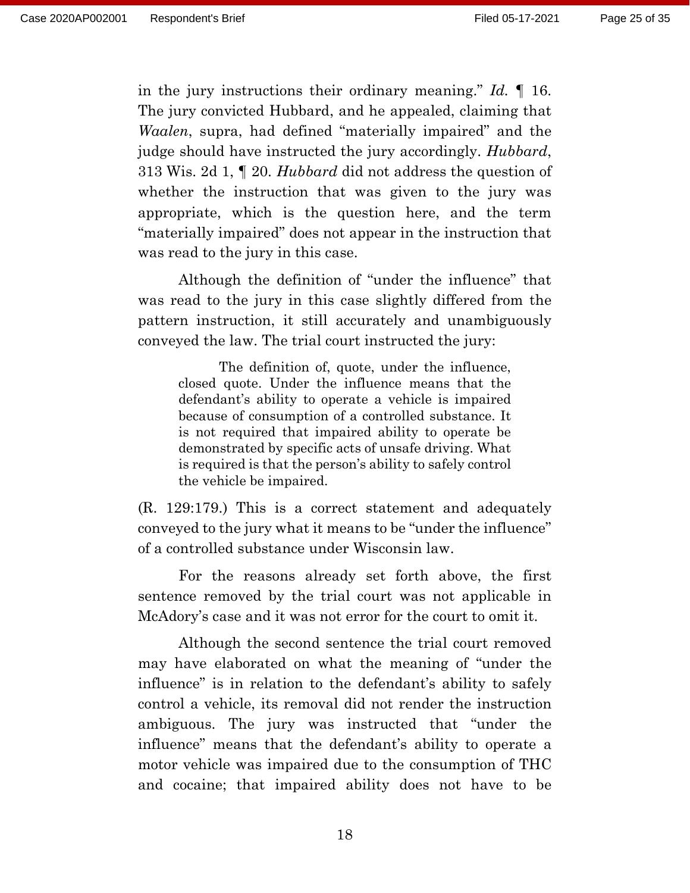in the jury instructions their ordinary meaning." *Id.* ¶ 16. The jury convicted Hubbard, and he appealed, claiming that *Waalen*, supra, had defined "materially impaired" and the judge should have instructed the jury accordingly. *Hubbard*, 313 Wis. 2d 1, ¶ 20. *Hubbard* did not address the question of whether the instruction that was given to the jury was appropriate, which is the question here, and the term "materially impaired" does not appear in the instruction that was read to the jury in this case.

Although the definition of "under the influence" that was read to the jury in this case slightly differed from the pattern instruction, it still accurately and unambiguously conveyed the law. The trial court instructed the jury:

> The definition of, quote, under the influence, closed quote. Under the influence means that the defendant's ability to operate a vehicle is impaired because of consumption of a controlled substance. It is not required that impaired ability to operate be demonstrated by specific acts of unsafe driving. What is required is that the person's ability to safely control the vehicle be impaired.

(R. 129:179.) This is a correct statement and adequately conveyed to the jury what it means to be "under the influence" of a controlled substance under Wisconsin law.

For the reasons already set forth above, the first sentence removed by the trial court was not applicable in McAdory's case and it was not error for the court to omit it.

Although the second sentence the trial court removed may have elaborated on what the meaning of "under the influence" is in relation to the defendant's ability to safely control a vehicle, its removal did not render the instruction ambiguous. The jury was instructed that "under the influence" means that the defendant's ability to operate a motor vehicle was impaired due to the consumption of THC and cocaine; that impaired ability does not have to be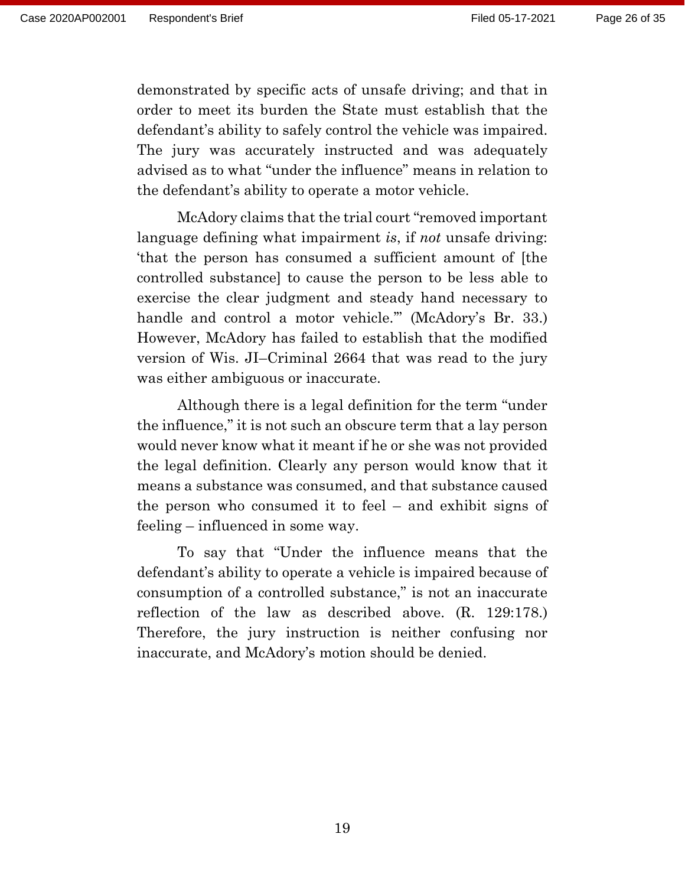demonstrated by specific acts of unsafe driving; and that in order to meet its burden the State must establish that the defendant's ability to safely control the vehicle was impaired. The jury was accurately instructed and was adequately advised as to what "under the influence" means in relation to the defendant's ability to operate a motor vehicle.

McAdory claims that the trial court "removed important language defining what impairment *is*, if *not* unsafe driving: 'that the person has consumed a sufficient amount of [the controlled substance] to cause the person to be less able to exercise the clear judgment and steady hand necessary to handle and control a motor vehicle.'" (McAdory's Br. 33.) However, McAdory has failed to establish that the modified version of Wis. JI–Criminal 2664 that was read to the jury was either ambiguous or inaccurate.

Although there is a legal definition for the term "under the influence," it is not such an obscure term that a lay person would never know what it meant if he or she was not provided the legal definition. Clearly any person would know that it means a substance was consumed, and that substance caused the person who consumed it to feel – and exhibit signs of feeling – influenced in some way.

To say that "Under the influence means that the defendant's ability to operate a vehicle is impaired because of consumption of a controlled substance," is not an inaccurate reflection of the law as described above. (R. 129:178.) Therefore, the jury instruction is neither confusing nor inaccurate, and McAdory's motion should be denied.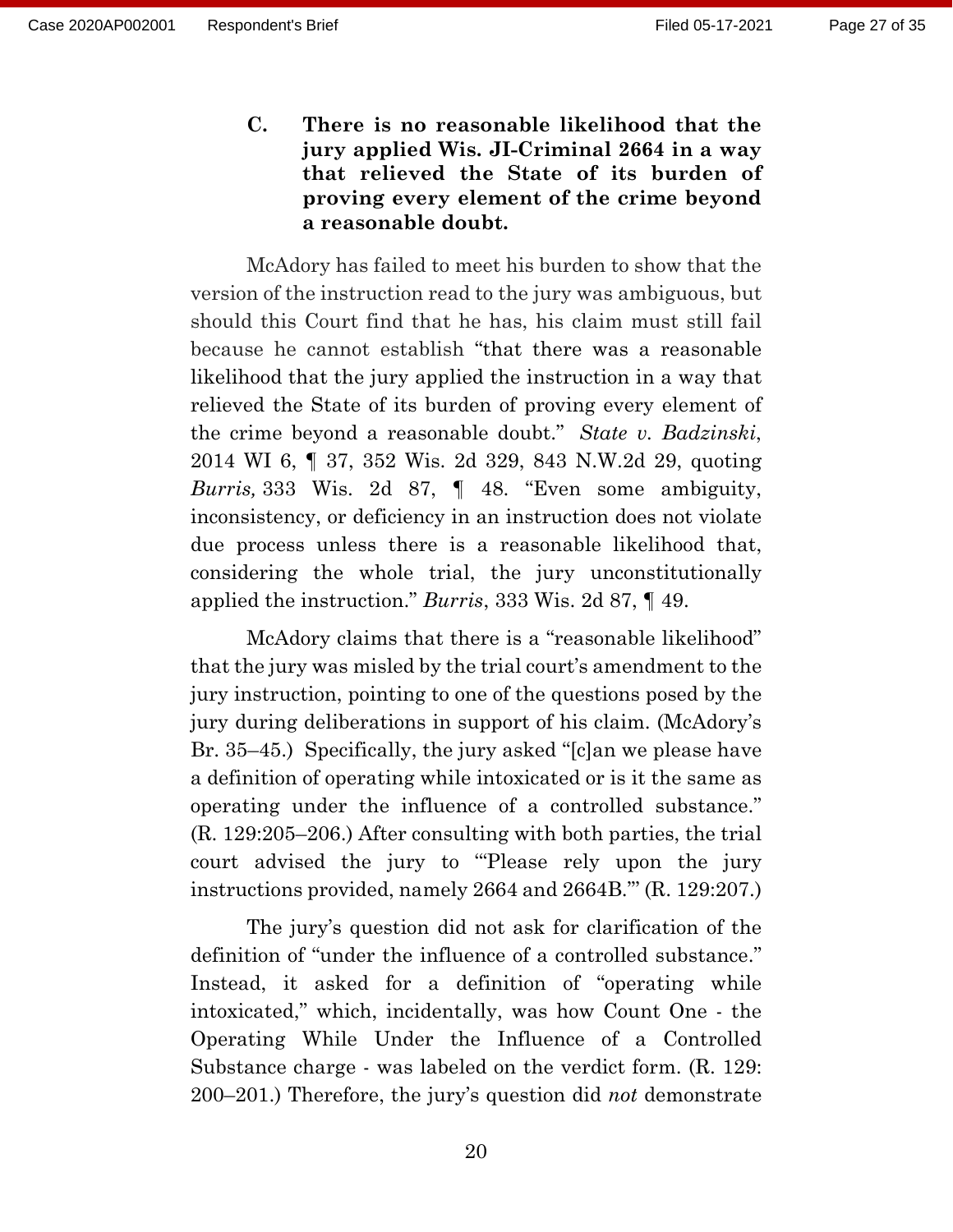### C. There is no reasonable likelihood that the jury applied Wis. JI-Criminal 2664 in a way that relieved the State of its burden of proving every element of the crime beyond a reasonable doubt.

McAdory has failed to meet his burden to show that the version of the instruction read to the jury was ambiguous, but should this Court find that he has, his claim must still fail because he cannot establish "that there was a reasonable likelihood that the jury applied the instruction in a way that relieved the State of its burden of proving every element of the crime beyond a reasonable doubt." *State v. Badzinski*, 2014 WI 6, ¶ 37, 352 Wis. 2d 329, 843 N.W.2d 29, quoting *Burris,* 333 Wis. 2d 87, ¶ 48. "Even some ambiguity, inconsistency, or deficiency in an instruction does not violate due process unless there is a reasonable likelihood that, considering the whole trial, the jury unconstitutionally applied the instruction." *Burris*, 333 Wis. 2d 87, ¶ 49.

McAdory claims that there is a "reasonable likelihood" that the jury was misled by the trial court's amendment to the jury instruction, pointing to one of the questions posed by the jury during deliberations in support of his claim. (McAdory's Br. 35–45.) Specifically, the jury asked "[c]an we please have a definition of operating while intoxicated or is it the same as operating under the influence of a controlled substance." (R. 129:205–206.) After consulting with both parties, the trial court advised the jury to "'Please rely upon the jury instructions provided, namely 2664 and 2664B.'" (R. 129:207.)

The jury's question did not ask for clarification of the definition of "under the influence of a controlled substance." Instead, it asked for a definition of "operating while intoxicated," which, incidentally, was how Count One - the Operating While Under the Influence of a Controlled Substance charge - was labeled on the verdict form. (R. 129: 200–201.) Therefore, the jury's question did *not* demonstrate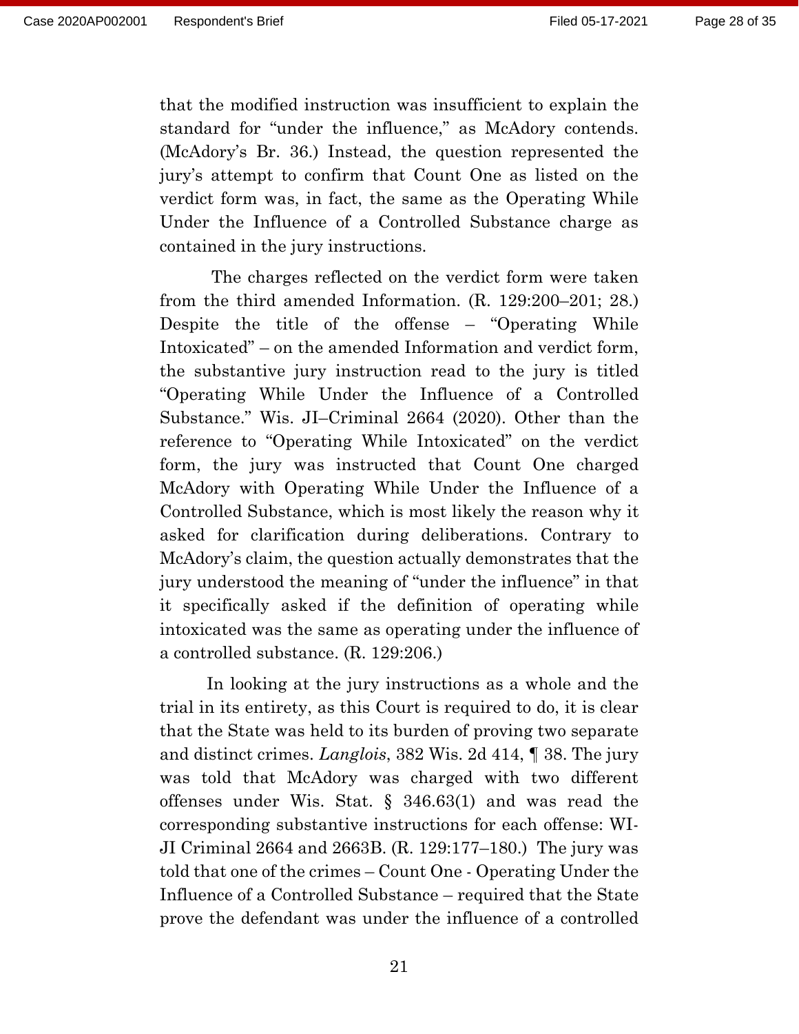that the modified instruction was insufficient to explain the standard for "under the influence," as McAdory contends. (McAdory's Br. 36.) Instead, the question represented the jury's attempt to confirm that Count One as listed on the verdict form was, in fact, the same as the Operating While Under the Influence of a Controlled Substance charge as contained in the jury instructions.

The charges reflected on the verdict form were taken from the third amended Information. (R. 129:200–201; 28.) Despite the title of the offense – "Operating While Intoxicated" – on the amended Information and verdict form, the substantive jury instruction read to the jury is titled "Operating While Under the Influence of a Controlled Substance." Wis. JI–Criminal 2664 (2020). Other than the reference to "Operating While Intoxicated" on the verdict form, the jury was instructed that Count One charged McAdory with Operating While Under the Influence of a Controlled Substance, which is most likely the reason why it asked for clarification during deliberations. Contrary to McAdory's claim, the question actually demonstrates that the jury understood the meaning of "under the influence" in that it specifically asked if the definition of operating while intoxicated was the same as operating under the influence of a controlled substance. (R. 129:206.)

In looking at the jury instructions as a whole and the trial in its entirety, as this Court is required to do, it is clear that the State was held to its burden of proving two separate and distinct crimes. *Langlois*, 382 Wis. 2d 414, ¶ 38. The jury was told that McAdory was charged with two different offenses under Wis. Stat. § 346.63(1) and was read the corresponding substantive instructions for each offense: WI-JI Criminal 2664 and 2663B. (R. 129:177–180.) The jury was told that one of the crimes – Count One - Operating Under the Influence of a Controlled Substance – required that the State prove the defendant was under the influence of a controlled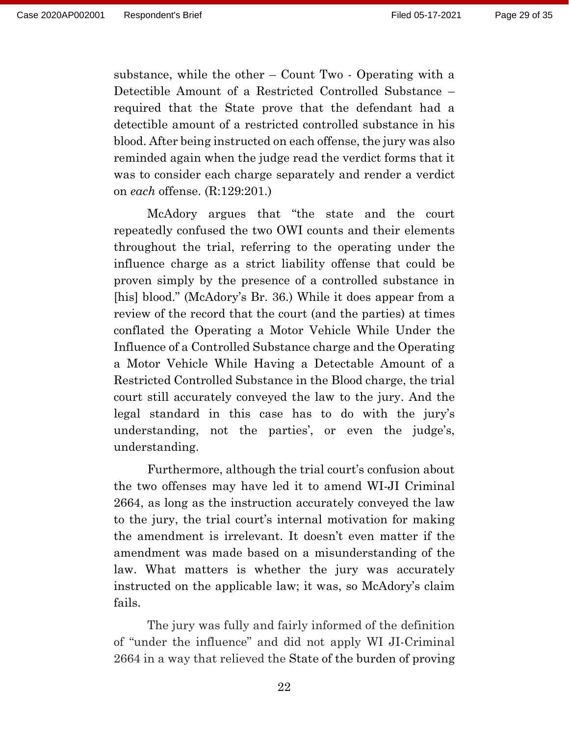substance, while the other – Count Two - Operating with a Detectible Amount of a Restricted Controlled Substance – required that the State prove that the defendant had a detectible amount of a restricted controlled substance in his blood. After being instructed on each offense, the jury was also reminded again when the judge read the verdict forms that it was to consider each charge separately and render a verdict on *each* offense. (R:129:201.)

McAdory argues that "the state and the court repeatedly confused the two OWI counts and their elements throughout the trial, referring to the operating under the influence charge as a strict liability offense that could be proven simply by the presence of a controlled substance in [his] blood." (McAdory's Br. 36.) While it does appear from a review of the record that the court (and the parties) at times conflated the Operating a Motor Vehicle While Under the Influence of a Controlled Substance charge and the Operating a Motor Vehicle While Having a Detectable Amount of a Restricted Controlled Substance in the Blood charge, the trial court still accurately conveyed the law to the jury. And the legal standard in this case has to do with the jury's understanding, not the parties', or even the judge's, understanding.

Furthermore, although the trial court's confusion about the two offenses may have led it to amend WI-JI Criminal 2664, as long as the instruction accurately conveyed the law to the jury, the trial court's internal motivation for making the amendment is irrelevant. It doesn't even matter if the amendment was made based on a misunderstanding of the law. What matters is whether the jury was accurately instructed on the applicable law; it was, so McAdory's claim fails.

The jury was fully and fairly informed of the definition of "under the influence" and did not apply WI JI-Criminal 2664 in a way that relieved the State of the burden of proving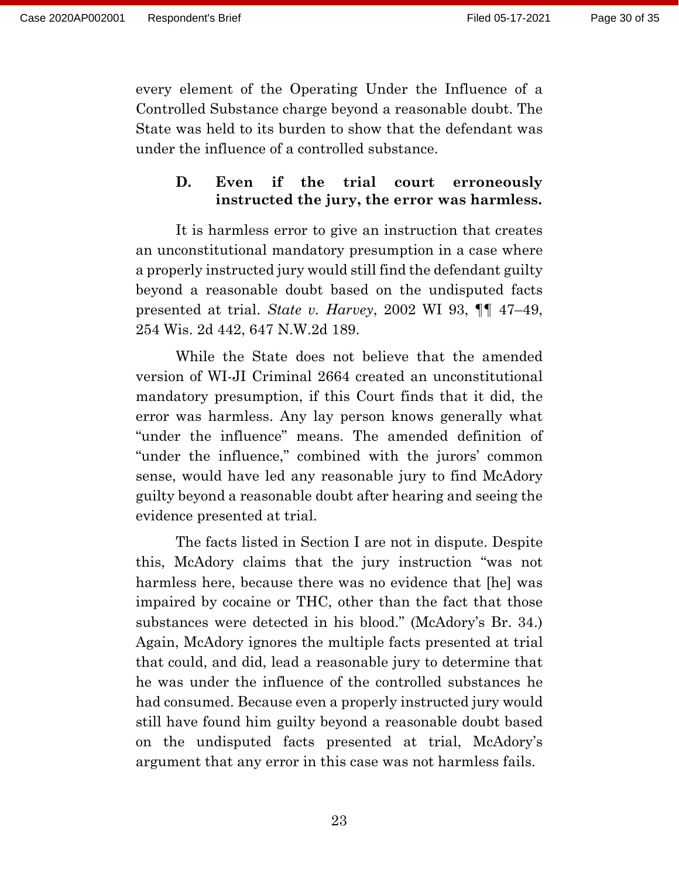every element of the Operating Under the Influence of a Controlled Substance charge beyond a reasonable doubt. The State was held to its burden to show that the defendant was under the influence of a controlled substance.

### D. Even if the trial court erroneously instructed the jury, the error was harmless.

It is harmless error to give an instruction that creates an unconstitutional mandatory presumption in a case where a properly instructed jury would still find the defendant guilty beyond a reasonable doubt based on the undisputed facts presented at trial. *State v. Harvey*, 2002 WI 93, ¶¶ 47–49, 254 Wis. 2d 442, 647 N.W.2d 189.

While the State does not believe that the amended version of WI-JI Criminal 2664 created an unconstitutional mandatory presumption, if this Court finds that it did, the error was harmless. Any lay person knows generally what "under the influence" means. The amended definition of "under the influence," combined with the jurors' common sense, would have led any reasonable jury to find McAdory guilty beyond a reasonable doubt after hearing and seeing the evidence presented at trial.

The facts listed in Section I are not in dispute. Despite this, McAdory claims that the jury instruction "was not harmless here, because there was no evidence that [he] was impaired by cocaine or THC, other than the fact that those substances were detected in his blood." (McAdory's Br. 34.) Again, McAdory ignores the multiple facts presented at trial that could, and did, lead a reasonable jury to determine that he was under the influence of the controlled substances he had consumed. Because even a properly instructed jury would still have found him guilty beyond a reasonable doubt based on the undisputed facts presented at trial, McAdory's argument that any error in this case was not harmless fails.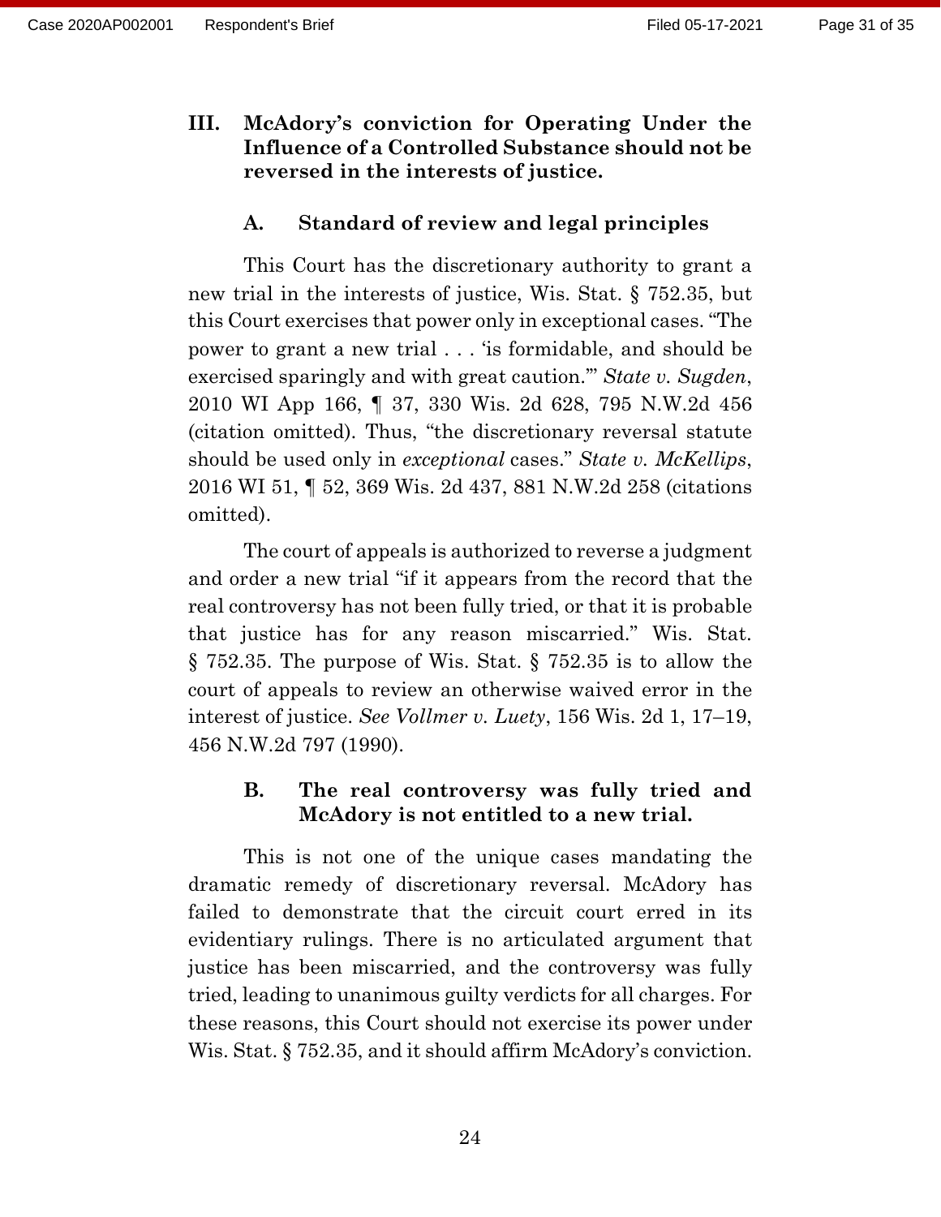## III. McAdory's conviction for Operating Under the Influence of a Controlled Substance should not be reversed in the interests of justice.

### A. Standard of review and legal principles

This Court has the discretionary authority to grant a new trial in the interests of justice, Wis. Stat. § 752.35, but this Court exercises that power only in exceptional cases. "The power to grant a new trial . . . 'is formidable, and should be exercised sparingly and with great caution.'" *State v. Sugden*, 2010 WI App 166, ¶ 37, 330 Wis. 2d 628, 795 N.W.2d 456 (citation omitted). Thus, "the discretionary reversal statute should be used only in *exceptional* cases." *State v. McKellips*, 2016 WI 51, ¶ 52, 369 Wis. 2d 437, 881 N.W.2d 258 (citations omitted).

The court of appeals is authorized to reverse a judgment and order a new trial "if it appears from the record that the real controversy has not been fully tried, or that it is probable that justice has for any reason miscarried." Wis. Stat. § 752.35. The purpose of Wis. Stat. § 752.35 is to allow the court of appeals to review an otherwise waived error in the interest of justice. *See Vollmer v. Luety*, 156 Wis. 2d 1, 17–19, 456 N.W.2d 797 (1990).

### B. The real controversy was fully tried and McAdory is not entitled to a new trial.

This is not one of the unique cases mandating the dramatic remedy of discretionary reversal. McAdory has failed to demonstrate that the circuit court erred in its evidentiary rulings. There is no articulated argument that justice has been miscarried, and the controversy was fully tried, leading to unanimous guilty verdicts for all charges. For these reasons, this Court should not exercise its power under Wis. Stat. § 752.35, and it should affirm McAdory's conviction.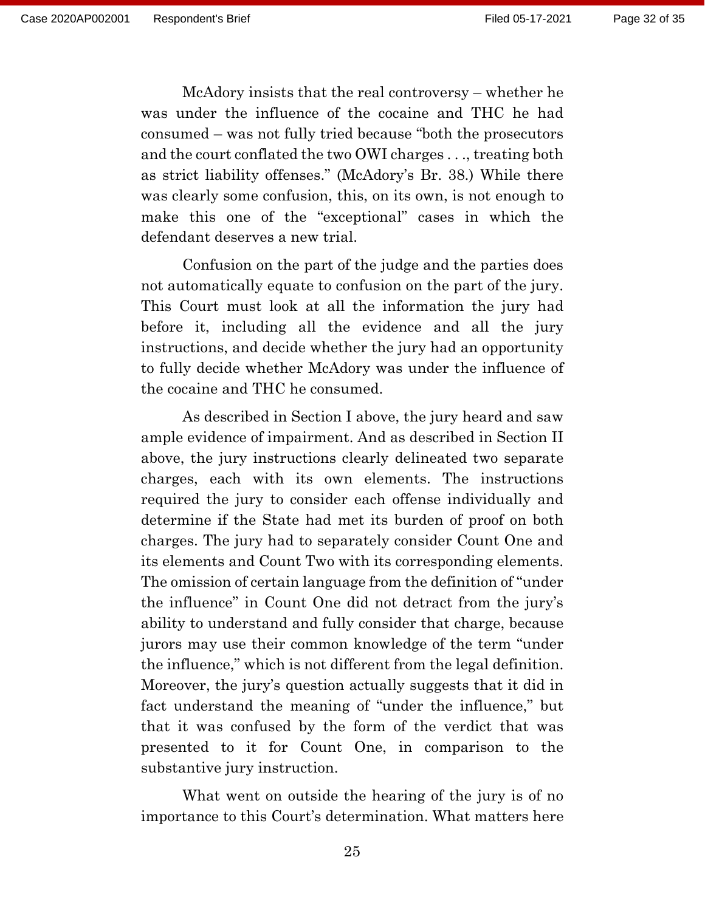McAdory insists that the real controversy – whether he was under the influence of the cocaine and THC he had consumed – was not fully tried because "both the prosecutors and the court conflated the two OWI charges . . ., treating both as strict liability offenses." (McAdory's Br. 38.) While there was clearly some confusion, this, on its own, is not enough to make this one of the "exceptional" cases in which the defendant deserves a new trial.

Confusion on the part of the judge and the parties does not automatically equate to confusion on the part of the jury. This Court must look at all the information the jury had before it, including all the evidence and all the jury instructions, and decide whether the jury had an opportunity to fully decide whether McAdory was under the influence of the cocaine and THC he consumed.

As described in Section I above, the jury heard and saw ample evidence of impairment. And as described in Section II above, the jury instructions clearly delineated two separate charges, each with its own elements. The instructions required the jury to consider each offense individually and determine if the State had met its burden of proof on both charges. The jury had to separately consider Count One and its elements and Count Two with its corresponding elements. The omission of certain language from the definition of "under the influence" in Count One did not detract from the jury's ability to understand and fully consider that charge, because jurors may use their common knowledge of the term "under the influence," which is not different from the legal definition. Moreover, the jury's question actually suggests that it did in fact understand the meaning of "under the influence," but that it was confused by the form of the verdict that was presented to it for Count One, in comparison to the substantive jury instruction.

What went on outside the hearing of the jury is of no importance to this Court's determination. What matters here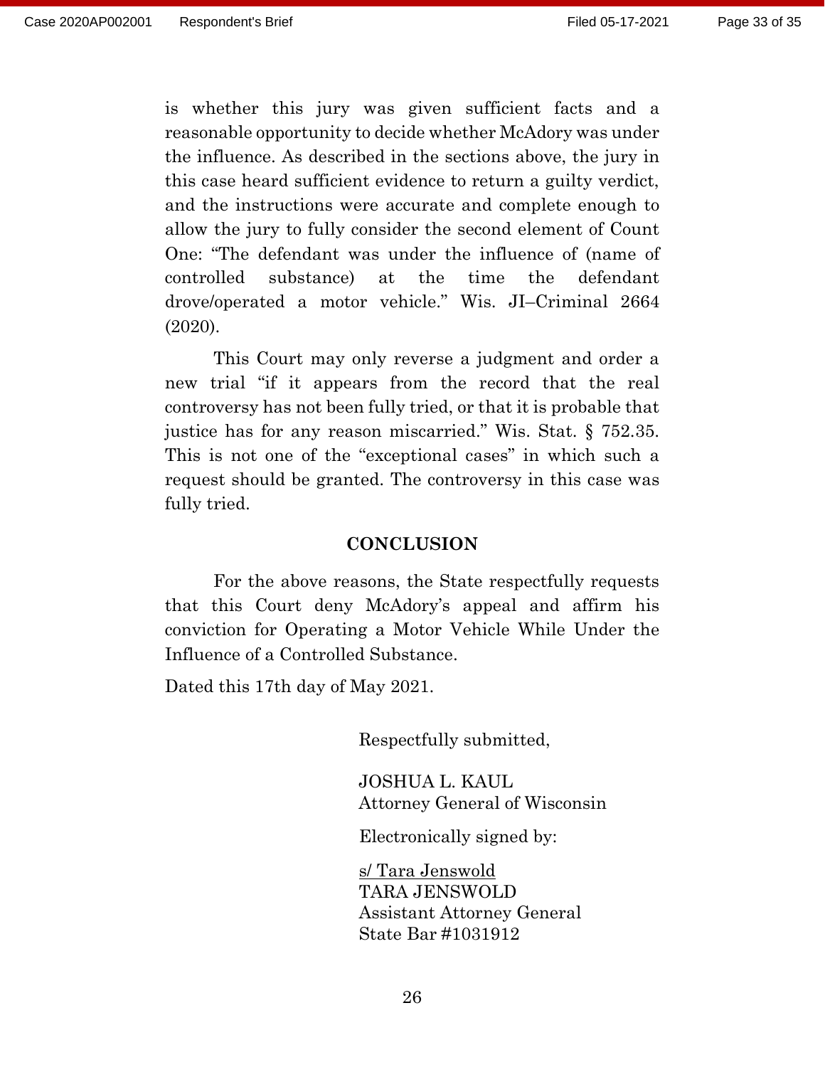is whether this jury was given sufficient facts and a reasonable opportunity to decide whether McAdory was under the influence. As described in the sections above, the jury in this case heard sufficient evidence to return a guilty verdict, and the instructions were accurate and complete enough to allow the jury to fully consider the second element of Count One: "The defendant was under the influence of (name of controlled substance) at the time the defendant drove/operated a motor vehicle." Wis. JI–Criminal 2664 (2020).

This Court may only reverse a judgment and order a new trial "if it appears from the record that the real controversy has not been fully tried, or that it is probable that justice has for any reason miscarried." Wis. Stat. § 752.35. This is not one of the "exceptional cases" in which such a request should be granted. The controversy in this case was fully tried.

## CONCLUSION

For the above reasons, the State respectfully requests that this Court deny McAdory's appeal and affirm his conviction for Operating a Motor Vehicle While Under the Influence of a Controlled Substance.

Dated this 17th day of May 2021.

Respectfully submitted,

JOSHUA L. KAUL
Attorney General of Wisconsin

Electronically signed by:

s/ Tara Jenswold
TARA JENSWOLD
Assistant Attorney General
State Bar #1031912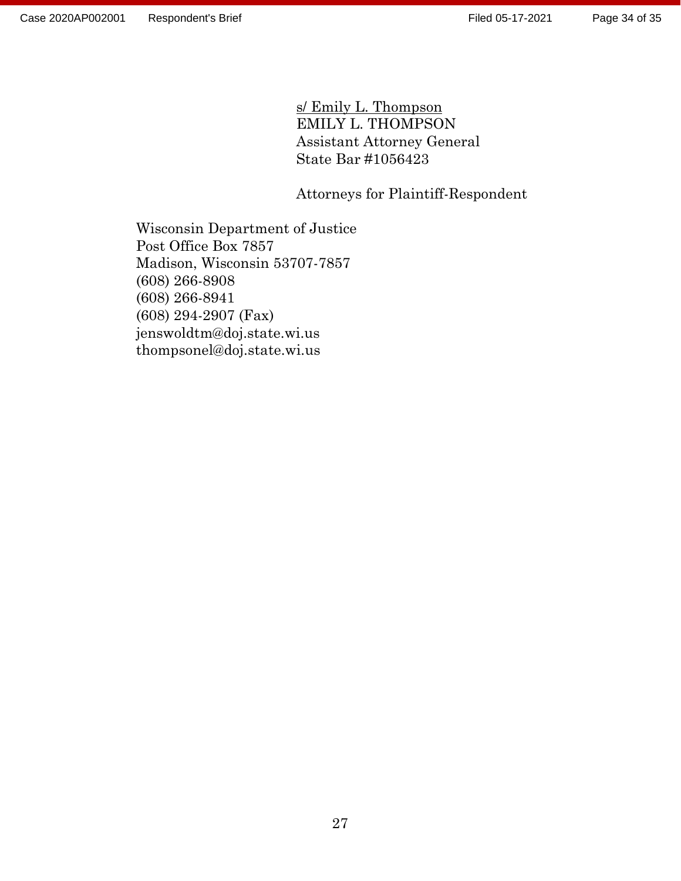s/ Emily L. Thompson
EMILY L. THOMPSON
Assistant Attorney General
State Bar #1056423

Attorneys for Plaintiff-Respondent

Wisconsin Department of Justice
Post Office Box 7857
Madison, Wisconsin 53707-7857
(608) 266-8908
(608) 266-8941
(608) 294-2907 (Fax)
jenswoldtm@doj.state.wi.us
thompsonel@doj.state.wi.us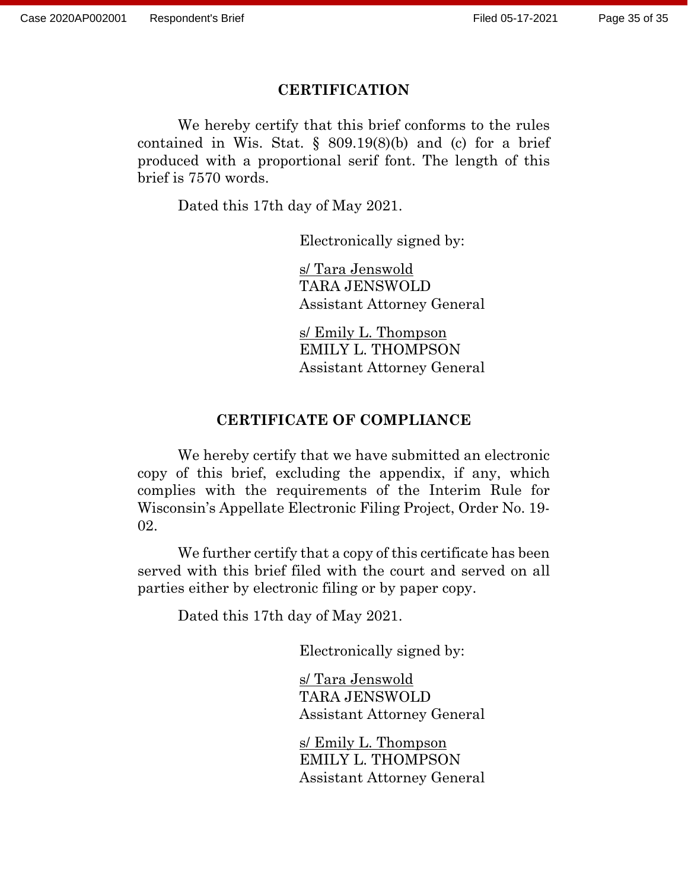## CERTIFICATION

We hereby certify that this brief conforms to the rules contained in Wis. Stat. § 809.19(8)(b) and (c) for a brief produced with a proportional serif font. The length of this brief is 7570 words.

Dated this 17th day of May 2021.

Electronically signed by:

s/ Tara Jenswold
TARA JENSWOLD
Assistant Attorney General

s/ Emily L. Thompson
EMILY L. THOMPSON
Assistant Attorney General

## CERTIFICATE OF COMPLIANCE

We hereby certify that we have submitted an electronic copy of this brief, excluding the appendix, if any, which complies with the requirements of the Interim Rule for Wisconsin's Appellate Electronic Filing Project, Order No. 19-02.

We further certify that a copy of this certificate has been served with this brief filed with the court and served on all parties either by electronic filing or by paper copy.

Dated this 17th day of May 2021.

Electronically signed by:

s/ Tara Jenswold
TARA JENSWOLD
Assistant Attorney General

s/ Emily L. Thompson
EMILY L. THOMPSON
Assistant Attorney General